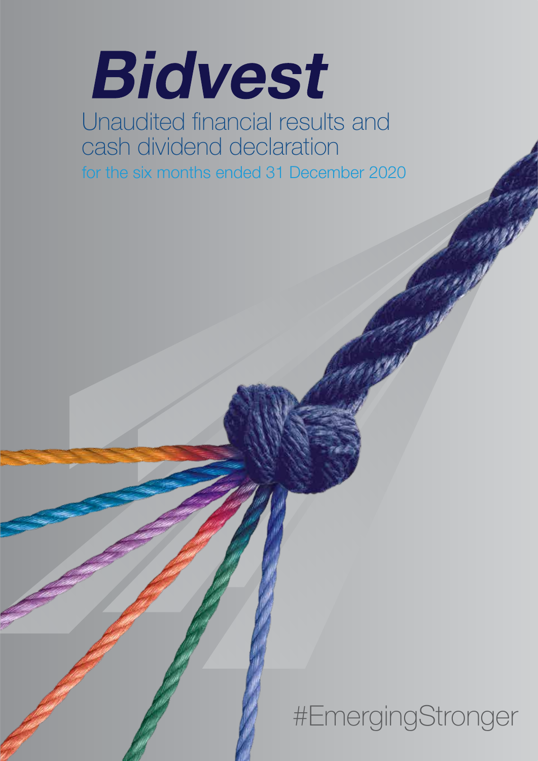# Bidvest

## Unaudited financial results and cash dividend declaration

for the six months ended 31 December 2020

#EmergingStronger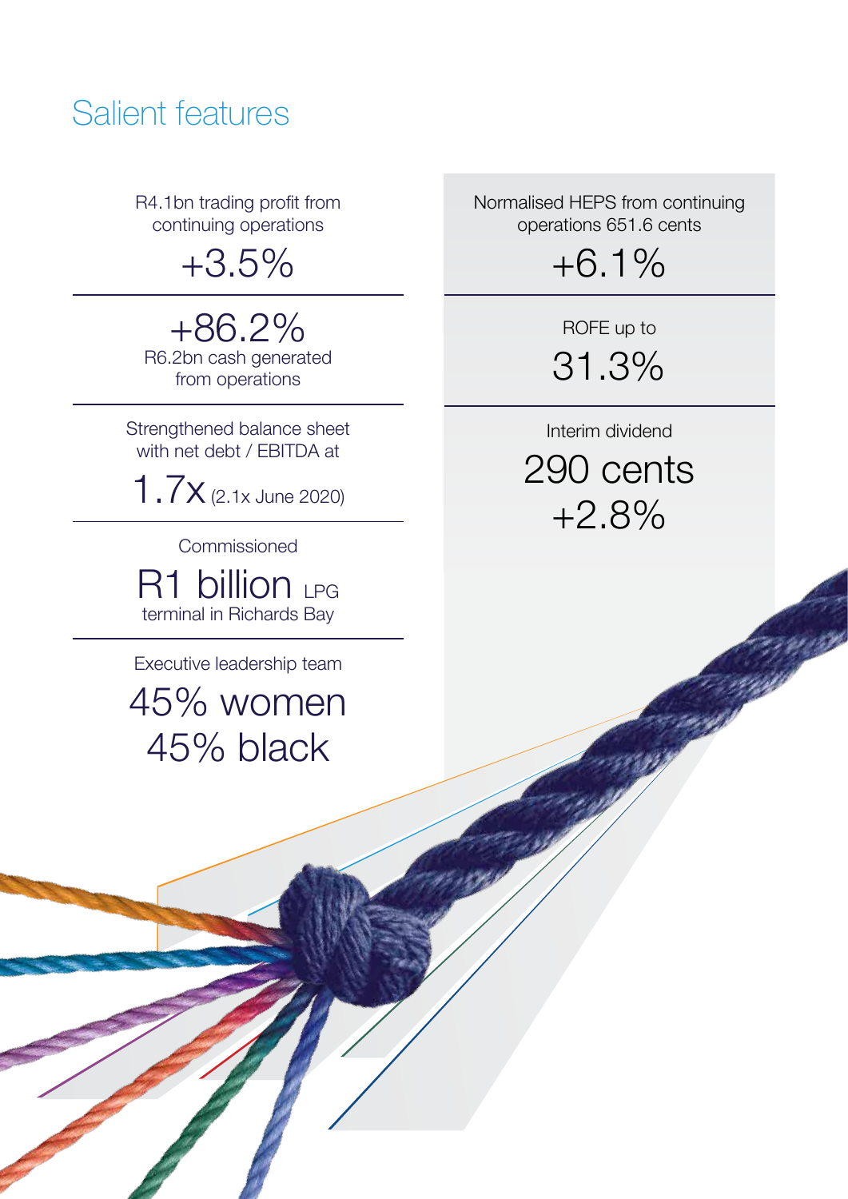# Salient features

R4.1bn trading profit from continuing operations

+3.5%

+86.2%

R6.2bn cash generated from operations

Strengthened balance sheet with net debt / EBITDA at

1.7x (2.1x June 2020)

Commissioned

R1 billion LPG terminal in Richards Bay

Executive leadership team

45% women

45% black

Normalised HEPS from continuing operations 651.6 cents

+6.1%

ROFE up to

31.3%

Interim dividend

290 cents

+2.8%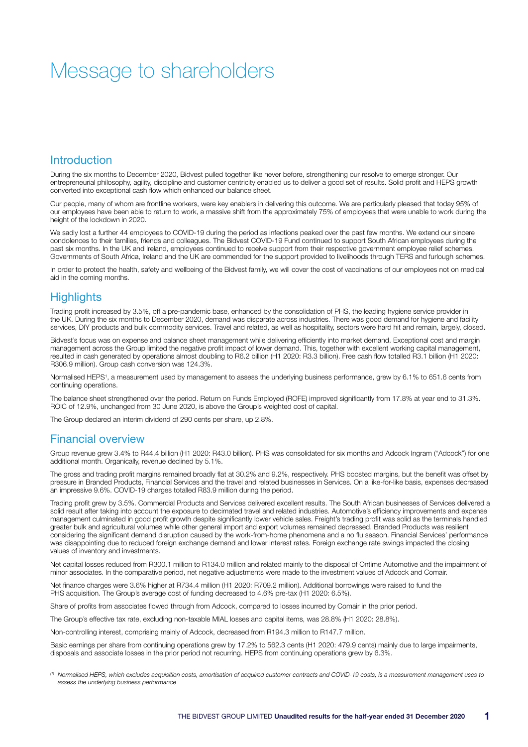# Message to shareholders

## Introduction

During the six months to December 2020, Bidvest pulled together like never before, strengthening our resolve to emerge stronger. Our entrepreneurial philosophy, agility, discipline and customer centricity enabled us to deliver a good set of results. Solid profit and HEPS growth converted into exceptional cash flow which enhanced our balance sheet.

Our people, many of whom are frontline workers, were key enablers in delivering this outcome. We are particularly pleased that today 95% of our employees have been able to return to work, a massive shift from the approximately 75% of employees that were unable to work during the height of the lockdown in 2020.

We sadly lost a further 44 employees to COVID-19 during the period as infections peaked over the past few months. We extend our sincere condolences to their families, friends and colleagues. The Bidvest COVID-19 Fund continued to support South African employees during the past six months. In the UK and Ireland, employees continued to receive support from their respective government employee relief schemes. Governments of South Africa, Ireland and the UK are commended for the support provided to livelihoods through TERS and furlough schemes.

In order to protect the health, safety and wellbeing of the Bidvest family, we will cover the cost of vaccinations of our employees not on medical aid in the coming months.

## Highlights

Trading profit increased by 3.5%, off a pre-pandemic base, enhanced by the consolidation of PHS, the leading hygiene service provider in the UK. During the six months to December 2020, demand was disparate across industries. There was good demand for hygiene and facility services, DIY products and bulk commodity services. Travel and related, as well as hospitality, sectors were hard hit and remain, largely, closed.

Bidvest's focus was on expense and balance sheet management while delivering efficiently into market demand. Exceptional cost and margin management across the Group limited the negative profit impact of lower demand. This, together with excellent working capital management, resulted in cash generated by operations almost doubling to R6.2 billion (H1 2020: R3.3 billion). Free cash flow totalled R3.1 billion (H1 2020: R306.9 million). Group cash conversion was 124.3%.

Normalised HEPS[1], a measurement used by management to assess the underlying business performance, grew by 6.1% to 651.6 cents from continuing operations.

The balance sheet strengthened over the period. Return on Funds Employed (ROFE) improved significantly from 17.8% at year end to 31.3%. ROIC of 12.9%, unchanged from 30 June 2020, is above the Group's weighted cost of capital.

The Group declared an interim dividend of 290 cents per share, up 2.8%.

## Financial overview

Group revenue grew 3.4% to R44.4 billion (H1 2020: R43.0 billion). PHS was consolidated for six months and Adcock Ingram ("Adcock") for one additional month. Organically, revenue declined by 5.1%.

The gross and trading profit margins remained broadly flat at 30.2% and 9.2%, respectively. PHS boosted margins, but the benefit was offset by pressure in Branded Products, Financial Services and the travel and related businesses in Services. On a like-for-like basis, expenses decreased an impressive 9.6%. COVID-19 charges totalled R83.9 million during the period.

Trading profit grew by 3.5%. Commercial Products and Services delivered excellent results. The South African businesses of Services delivered a solid result after taking into account the exposure to decimated travel and related industries. Automotive's efficiency improvements and expense management culminated in good profit growth despite significantly lower vehicle sales. Freight's trading profit was solid as the terminals handled greater bulk and agricultural volumes while other general import and export volumes remained depressed. Branded Products was resilient considering the significant demand disruption caused by the work-from-home phenomena and a no flu season. Financial Services' performance was disappointing due to reduced foreign exchange demand and lower interest rates. Foreign exchange rate swings impacted the closing values of inventory and investments.

Net capital losses reduced from R300.1 million to R134.0 million and related mainly to the disposal of Ontime Automotive and the impairment of minor associates. In the comparative period, net negative adjustments were made to the investment values of Adcock and Comair.

Net finance charges were 3.6% higher at R734.4 million (H1 2020: R709.2 million). Additional borrowings were raised to fund the PHS acquisition. The Group's average cost of funding decreased to 4.6% pre-tax (H1 2020: 6.5%).

Share of profits from associates flowed through from Adcock, compared to losses incurred by Comair in the prior period.

The Group's effective tax rate, excluding non-taxable MIAL losses and capital items, was 28.8% (H1 2020: 28.8%).

Non-controlling interest, comprising mainly of Adcock, decreased from R194.3 million to R147.7 million.

Basic earnings per share from continuing operations grew by 17.2% to 562.3 cents (H1 2020: 479.9 cents) mainly due to large impairments, disposals and associate losses in the prior period not recurring. HEPS from continuing operations grew by 6.3%.

*(1) Normalised HEPS, which excludes acquisition costs, amortisation of acquired customer contracts and COVID-19 costs, is a measurement management uses to assess the underlying business performance*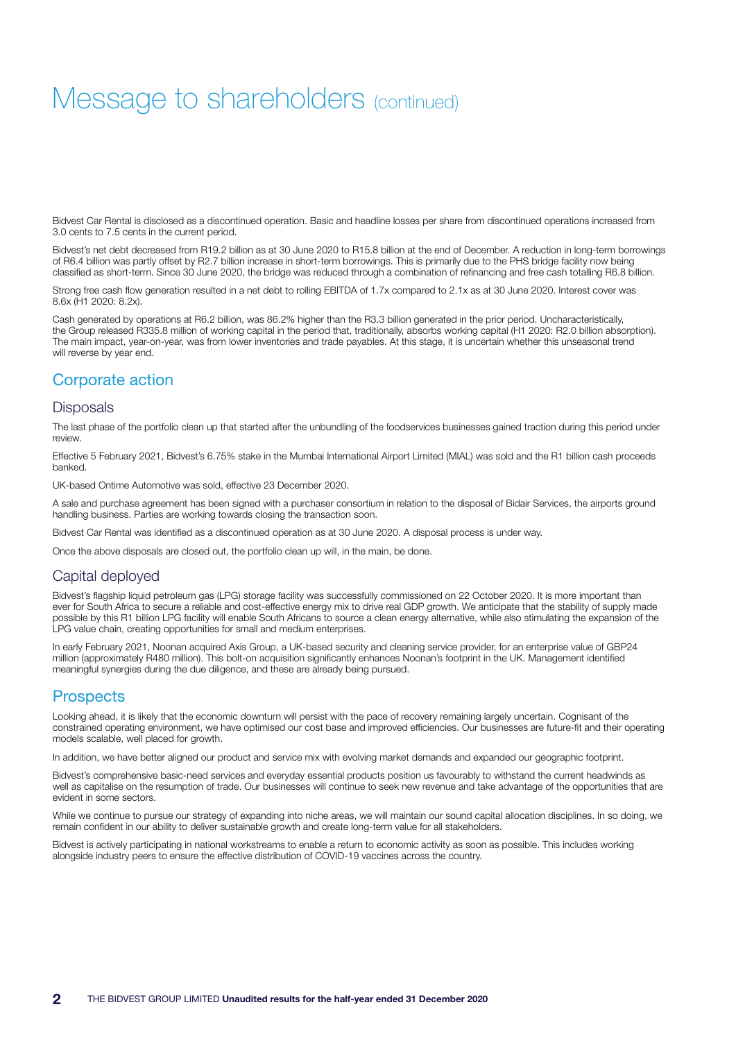# Message to shareholders (continued)

Bidvest Car Rental is disclosed as a discontinued operation. Basic and headline losses per share from discontinued operations increased from 3.0 cents to 7.5 cents in the current period.

Bidvest's net debt decreased from R19.2 billion as at 30 June 2020 to R15.8 billion at the end of December. A reduction in long-term borrowings of R6.4 billion was partly offset by R2.7 billion increase in short-term borrowings. This is primarily due to the PHS bridge facility now being classified as short-term. Since 30 June 2020, the bridge was reduced through a combination of refinancing and free cash totalling R6.8 billion.

Strong free cash flow generation resulted in a net debt to rolling EBITDA of 1.7x compared to 2.1x as at 30 June 2020. Interest cover was 8.6x (H1 2020: 8.2x).

Cash generated by operations at R6.2 billion, was 86.2% higher than the R3.3 billion generated in the prior period. Uncharacteristically, the Group released R335.8 million of working capital in the period that, traditionally, absorbs working capital (H1 2020: R2.0 billion absorption). The main impact, year-on-year, was from lower inventories and trade payables. At this stage, it is uncertain whether this unseasonal trend will reverse by year end.

## Corporate action

### Disposals

The last phase of the portfolio clean up that started after the unbundling of the foodservices businesses gained traction during this period under review.

Effective 5 February 2021, Bidvest's 6.75% stake in the Mumbai International Airport Limited (MIAL) was sold and the R1 billion cash proceeds banked.

UK-based Ontime Automotive was sold, effective 23 December 2020.

A sale and purchase agreement has been signed with a purchaser consortium in relation to the disposal of Bidair Services, the airports ground handling business. Parties are working towards closing the transaction soon.

Bidvest Car Rental was identified as a discontinued operation as at 30 June 2020. A disposal process is under way.

Once the above disposals are closed out, the portfolio clean up will, in the main, be done.

### Capital deployed

Bidvest's flagship liquid petroleum gas (LPG) storage facility was successfully commissioned on 22 October 2020. It is more important than ever for South Africa to secure a reliable and cost-effective energy mix to drive real GDP growth. We anticipate that the stability of supply made possible by this R1 billion LPG facility will enable South Africans to source a clean energy alternative, while also stimulating the expansion of the LPG value chain, creating opportunities for small and medium enterprises.

In early February 2021, Noonan acquired Axis Group, a UK-based security and cleaning service provider, for an enterprise value of GBP24 million (approximately R480 million). This bolt-on acquisition significantly enhances Noonan's footprint in the UK. Management identified meaningful synergies during the due diligence, and these are already being pursued.

## Prospects

Looking ahead, it is likely that the economic downturn will persist with the pace of recovery remaining largely uncertain. Cognisant of the constrained operating environment, we have optimised our cost base and improved efficiencies. Our businesses are future-fit and their operating models scalable, well placed for growth.

In addition, we have better aligned our product and service mix with evolving market demands and expanded our geographic footprint.

Bidvest's comprehensive basic-need services and everyday essential products position us favourably to withstand the current headwinds as well as capitalise on the resumption of trade. Our businesses will continue to seek new revenue and take advantage of the opportunities that are evident in some sectors.

While we continue to pursue our strategy of expanding into niche areas, we will maintain our sound capital allocation disciplines. In so doing, we remain confident in our ability to deliver sustainable growth and create long-term value for all stakeholders.

Bidvest is actively participating in national workstreams to enable a return to economic activity as soon as possible. This includes working alongside industry peers to ensure the effective distribution of COVID-19 vaccines across the country.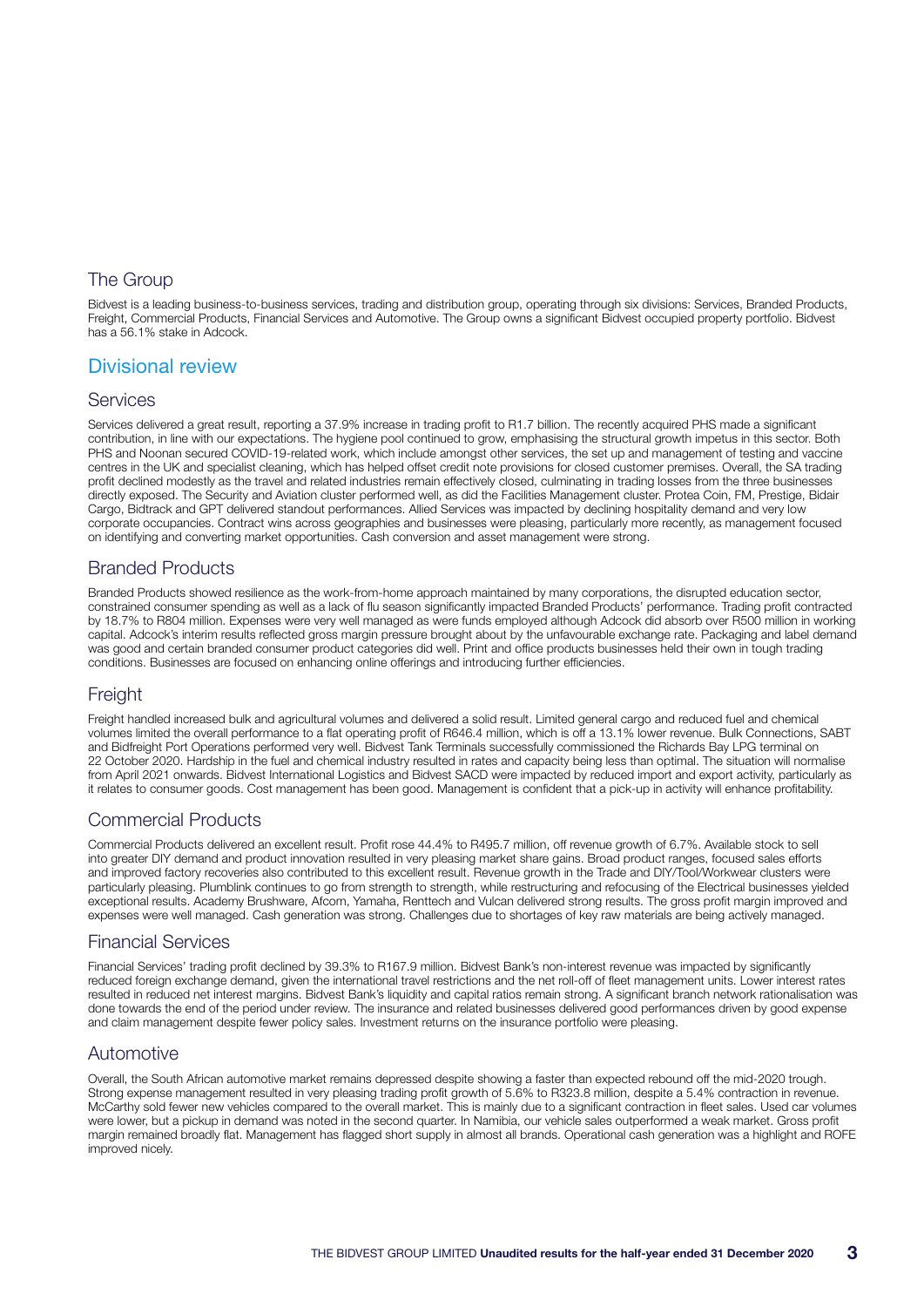## The Group

Bidvest is a leading business-to-business services, trading and distribution group, operating through six divisions: Services, Branded Products, Freight, Commercial Products, Financial Services and Automotive. The Group owns a significant Bidvest occupied property portfolio. Bidvest has a 56.1% stake in Adcock.

# Divisional review

## Services

Services delivered a great result, reporting a 37.9% increase in trading profit to R1.7 billion. The recently acquired PHS made a significant contribution, in line with our expectations. The hygiene pool continued to grow, emphasising the structural growth impetus in this sector. Both PHS and Noonan secured COVID-19-related work, which include amongst other services, the set up and management of testing and vaccine centres in the UK and specialist cleaning, which has helped offset credit note provisions for closed customer premises. Overall, the SA trading profit declined modestly as the travel and related industries remain effectively closed, culminating in trading losses from the three businesses directly exposed. The Security and Aviation cluster performed well, as did the Facilities Management cluster. Protea Coin, FM, Prestige, Bidair Cargo, Bidtrack and GPT delivered standout performances. Allied Services was impacted by declining hospitality demand and very low corporate occupancies. Contract wins across geographies and businesses were pleasing, particularly more recently, as management focused on identifying and converting market opportunities. Cash conversion and asset management were strong.

## Branded Products

Branded Products showed resilience as the work-from-home approach maintained by many corporations, the disrupted education sector, constrained consumer spending as well as a lack of flu season significantly impacted Branded Products' performance. Trading profit contracted by 18.7% to R804 million. Expenses were very well managed as were funds employed although Adcock did absorb over R500 million in working capital. Adcock's interim results reflected gross margin pressure brought about by the unfavourable exchange rate. Packaging and label demand was good and certain branded consumer product categories did well. Print and office products businesses held their own in tough trading conditions. Businesses are focused on enhancing online offerings and introducing further efficiencies.

## Freight

Freight handled increased bulk and agricultural volumes and delivered a solid result. Limited general cargo and reduced fuel and chemical volumes limited the overall performance to a flat operating profit of R646.4 million, which is off a 13.1% lower revenue. Bulk Connections, SABT and Bidfreight Port Operations performed very well. Bidvest Tank Terminals successfully commissioned the Richards Bay LPG terminal on 22 October 2020. Hardship in the fuel and chemical industry resulted in rates and capacity being less than optimal. The situation will normalise from April 2021 onwards. Bidvest International Logistics and Bidvest SACD were impacted by reduced import and export activity, particularly as it relates to consumer goods. Cost management has been good. Management is confident that a pick-up in activity will enhance profitability.

## Commercial Products

Commercial Products delivered an excellent result. Profit rose 44.4% to R495.7 million, off revenue growth of 6.7%. Available stock to sell into greater DIY demand and product innovation resulted in very pleasing market share gains. Broad product ranges, focused sales efforts and improved factory recoveries also contributed to this excellent result. Revenue growth in the Trade and DIY/Tool/Workwear clusters were particularly pleasing. Plumblink continues to go from strength to strength, while restructuring and refocusing of the Electrical businesses yielded exceptional results. Academy Brushware, Afcom, Yamaha, Renttech and Vulcan delivered strong results. The gross profit margin improved and expenses were well managed. Cash generation was strong. Challenges due to shortages of key raw materials are being actively managed.

## Financial Services

Financial Services' trading profit declined by 39.3% to R167.9 million. Bidvest Bank's non-interest revenue was impacted by significantly reduced foreign exchange demand, given the international travel restrictions and the net roll-off of fleet management units. Lower interest rates resulted in reduced net interest margins. Bidvest Bank's liquidity and capital ratios remain strong. A significant branch network rationalisation was done towards the end of the period under review. The insurance and related businesses delivered good performances driven by good expense and claim management despite fewer policy sales. Investment returns on the insurance portfolio were pleasing.

## Automotive

Overall, the South African automotive market remains depressed despite showing a faster than expected rebound off the mid-2020 trough. Strong expense management resulted in very pleasing trading profit growth of 5.6% to R323.8 million, despite a 5.4% contraction in revenue. McCarthy sold fewer new vehicles compared to the overall market. This is mainly due to a significant contraction in fleet sales. Used car volumes were lower, but a pickup in demand was noted in the second quarter. In Namibia, our vehicle sales outperformed a weak market. Gross profit margin remained broadly flat. Management has flagged short supply in almost all brands. Operational cash generation was a highlight and ROFE improved nicely.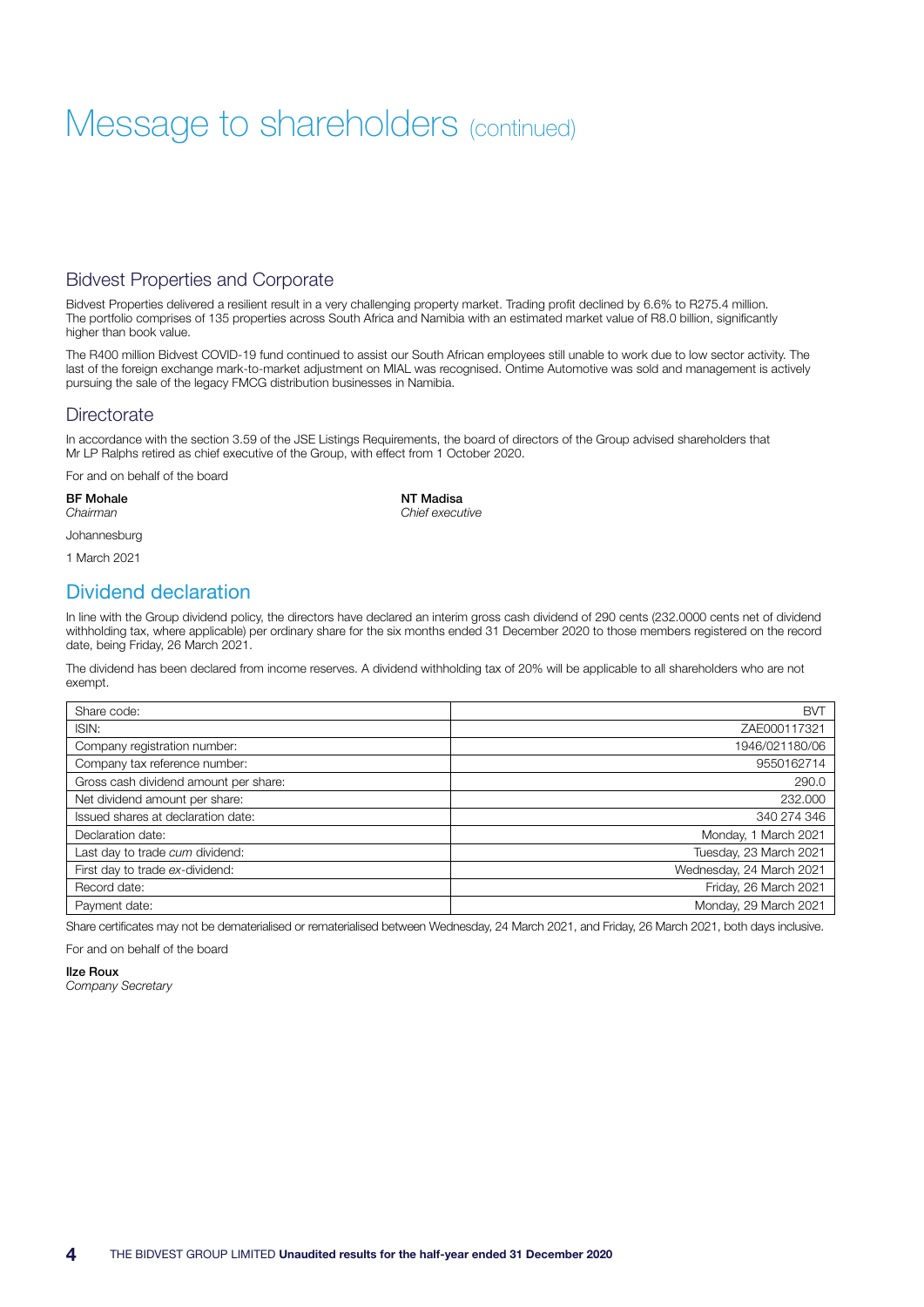# Message to shareholders (continued)

## Bidvest Properties and Corporate

Bidvest Properties delivered a resilient result in a very challenging property market. Trading profit declined by 6.6% to R275.4 million. The portfolio comprises of 135 properties across South Africa and Namibia with an estimated market value of R8.0 billion, significantly higher than book value.

The R400 million Bidvest COVID-19 fund continued to assist our South African employees still unable to work due to low sector activity. The last of the foreign exchange mark-to-market adjustment on MIAL was recognised. Ontime Automotive was sold and management is actively pursuing the sale of the legacy FMCG distribution businesses in Namibia.

## Directorate

In accordance with the section 3.59 of the JSE Listings Requirements, the board of directors of the Group advised shareholders that Mr LP Ralphs retired as chief executive of the Group, with effect from 1 October 2020.

For and on behalf of the board

**BF Mohale**
*Chairman*

**NT Madisa**
*Chief executive*

Johannesburg

1 March 2021

## Dividend declaration

In line with the Group dividend policy, the directors have declared an interim gross cash dividend of 290 cents (232.0000 cents net of dividend withholding tax, where applicable) per ordinary share for the six months ended 31 December 2020 to those members registered on the record date, being Friday, 26 March 2021.

The dividend has been declared from income reserves. A dividend withholding tax of 20% will be applicable to all shareholders who are not exempt.

| | |
|---|---|
| Share code: | BVT |
| ISIN: | ZAE000117321 |
| Company registration number: | 1946/021180/06 |
| Company tax reference number: | 9550162714 |
| Gross cash dividend amount per share: | 290.0 |
| Net dividend amount per share: | 232.000 |
| Issued shares at declaration date: | 340 274 346 |
| Declaration date: | Monday, 1 March 2021 |
| Last day to trade *cum* dividend: | Tuesday, 23 March 2021 |
| First day to trade *ex*-dividend: | Wednesday, 24 March 2021 |
| Record date: | Friday, 26 March 2021 |
| Payment date: | Monday, 29 March 2021 |

Share certificates may not be dematerialised or rematerialised between Wednesday, 24 March 2021, and Friday, 26 March 2021, both days inclusive.

For and on behalf of the board

**Ilze Roux**
*Company Secretary*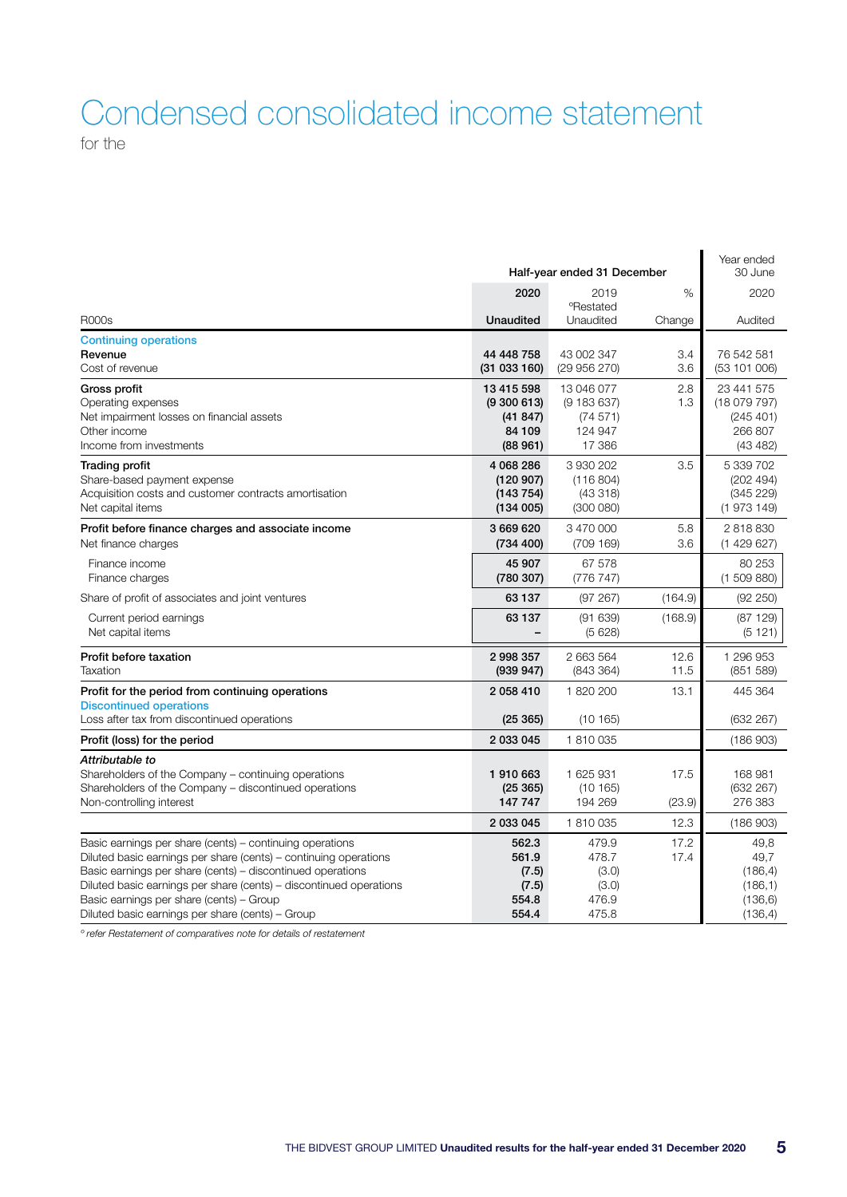# Condensed consolidated income statement

for the

| R000s | Half-year ended 31 December 2020 Unaudited | 2019 °Restated Unaudited | % Change | Year ended 30 June 2020 Audited |
|---|---|---|---|---|
| **Continuing operations** | | | | |
| **Revenue** | **44 448 758** | 43 002 347 | 3.4 | 76 542 581 |
| Cost of revenue | **(31 033 160)** | (29 956 270) | 3.6 | (53 101 006) |
| **Gross profit** | **13 415 598** | 13 046 077 | 2.8 | 23 441 575 |
| Operating expenses | **(9 300 613)** | (9 183 637) | 1.3 | (18 079 797) |
| Net impairment losses on financial assets | **(41 847)** | (74 571) | | (245 401) |
| Other income | **84 109** | 124 947 | | 266 807 |
| Income from investments | **(88 961)** | 17 386 | | (43 482) |
| **Trading profit** | **4 068 286** | 3 930 202 | 3.5 | 5 339 702 |
| Share-based payment expense | **(120 907)** | (116 804) | | (202 494) |
| Acquisition costs and customer contracts amortisation | **(143 754)** | (43 318) | | (345 229) |
| Net capital items | **(134 005)** | (300 080) | | (1 973 149) |
| **Profit before finance charges and associate income** | **3 669 620** | 3 470 000 | 5.8 | 2 818 830 |
| Net finance charges | **(734 400)** | (709 169) | 3.6 | (1 429 627) |
| Finance income | **45 907** | 67 578 | | 80 253 |
| Finance charges | **(780 307)** | (776 747) | | (1 509 880) |
| Share of profit of associates and joint ventures | **63 137** | (97 267) | (164.9) | (92 250) |
| Current period earnings | **63 137** | (91 639) | (168.9) | (87 129) |
| Net capital items | **–** | (5 628) | | (5 121) |
| **Profit before taxation** | **2 998 357** | 2 663 564 | 12.6 | 1 296 953 |
| Taxation | **(939 947)** | (843 364) | 11.5 | (851 589) |
| **Profit for the period from continuing operations** | **2 058 410** | 1 820 200 | 13.1 | 445 364 |
| **Discontinued operations** | | | | |
| Loss after tax from discontinued operations | **(25 365)** | (10 165) | | (632 267) |
| **Profit (loss) for the period** | **2 033 045** | 1 810 035 | | (186 903) |
| ***Attributable to*** | | | | |
| Shareholders of the Company – continuing operations | **1 910 663** | 1 625 931 | 17.5 | 168 981 |
| Shareholders of the Company – discontinued operations | **(25 365)** | (10 165) | | (632 267) |
| Non-controlling interest | **147 747** | 194 269 | (23.9) | 276 383 |
| | **2 033 045** | 1 810 035 | 12.3 | (186 903) |
| Basic earnings per share (cents) – continuing operations | **562.3** | 479.9 | 17.2 | 49,8 |
| Diluted basic earnings per share (cents) – continuing operations | **561.9** | 478.7 | 17.4 | 49,7 |
| Basic earnings per share (cents) – discontinued operations | **(7.5)** | (3.0) | | (186,4) |
| Diluted basic earnings per share (cents) – discontinued operations | **(7.5)** | (3.0) | | (186,1) |
| Basic earnings per share (cents) – Group | **554.8** | 476.9 | | (136,6) |
| Diluted basic earnings per share (cents) – Group | **554.4** | 475.8 | | (136,4) |

*° refer Restatement of comparatives note for details of restatement*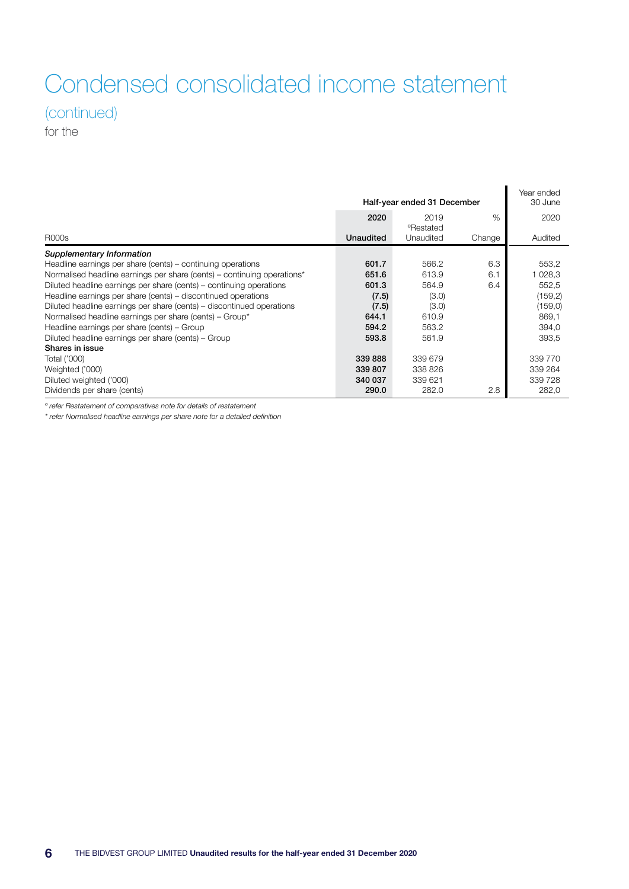# Condensed consolidated income statement

(continued)

for the

| R000s | Half-year ended 31 December 2020 Unaudited | 2019 °Restated Unaudited | % Change | Year ended 30 June 2020 Audited |
|---|---|---|---|---|
| ***Supplementary Information*** | | | | |
| Headline earnings per share (cents) – continuing operations | **601.7** | 566.2 | 6.3 | 553,2 |
| Normalised headline earnings per share (cents) – continuing operations* | **651.6** | 613.9 | 6.1 | 1 028,3 |
| Diluted headline earnings per share (cents) – continuing operations | **601.3** | 564.9 | 6.4 | 552,5 |
| Headline earnings per share (cents) – discontinued operations | **(7.5)** | (3.0) | | (159,2) |
| Diluted headline earnings per share (cents) – discontinued operations | **(7.5)** | (3.0) | | (159,0) |
| Normalised headline earnings per share (cents) – Group* | **644.1** | 610.9 | | 869,1 |
| Headline earnings per share (cents) – Group | **594.2** | 563.2 | | 394,0 |
| Diluted headline earnings per share (cents) – Group | **593.8** | 561.9 | | 393,5 |
| **Shares in issue** | | | | |
| Total ('000) | **339 888** | 339 679 | | 339 770 |
| Weighted ('000) | **339 807** | 338 826 | | 339 264 |
| Diluted weighted ('000) | **340 037** | 339 621 | | 339 728 |
| Dividends per share (cents) | **290.0** | 282.0 | 2.8 | 282,0 |

*° refer Restatement of comparatives note for details of restatement*

** refer Normalised headline earnings per share note for a detailed definition*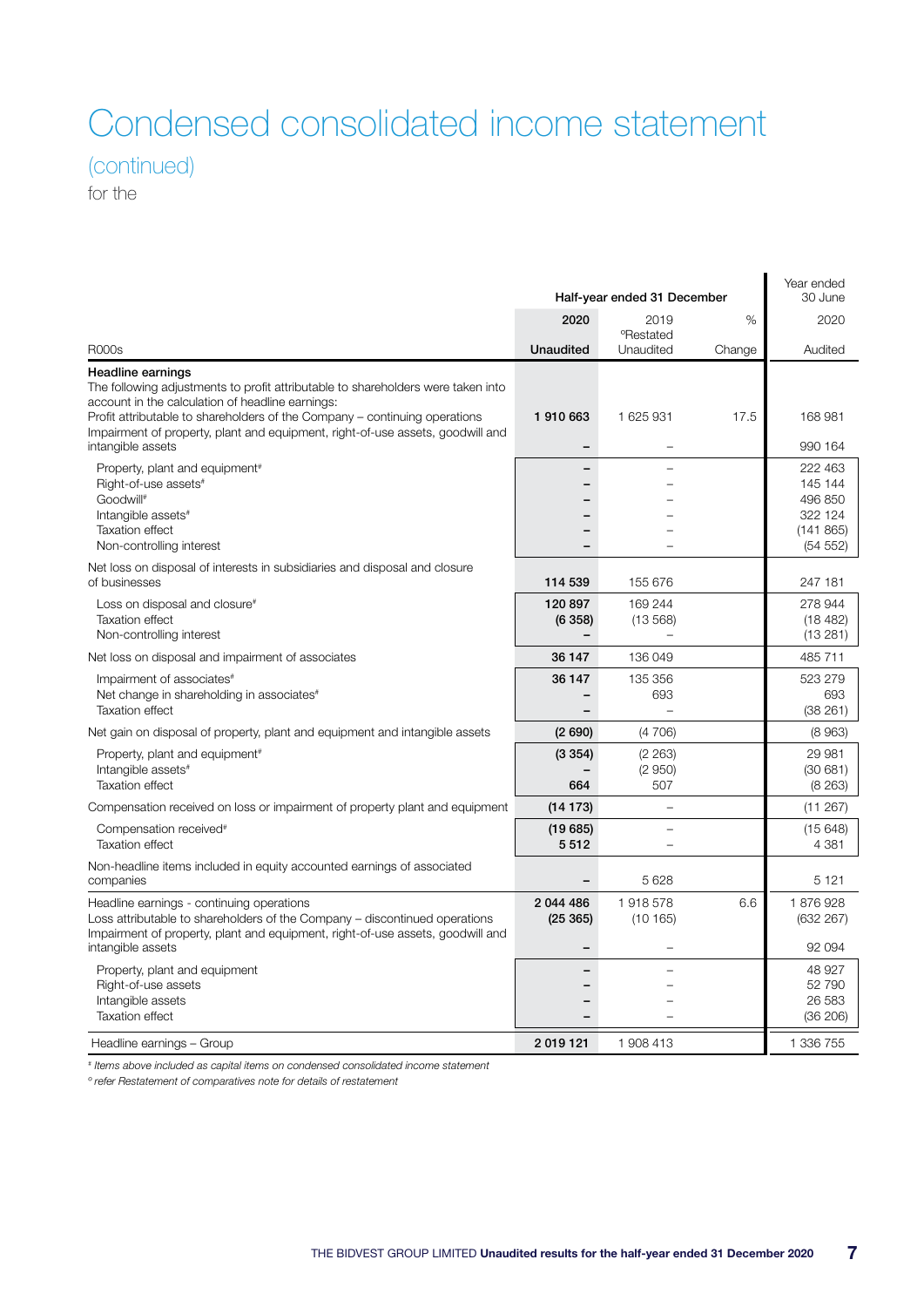# Condensed consolidated income statement

(continued)

for the

| R000s | Half-year ended 31 December 2020 Unaudited | 2019 °Restated Unaudited | % Change | Year ended 30 June 2020 Audited |
|---|---|---|---|---|
| **Headline earnings** | | | | |
| The following adjustments to profit attributable to shareholders were taken into account in the calculation of headline earnings: | | | | |
| Profit attributable to shareholders of the Company – continuing operations | **1 910 663** | 1 625 931 | 17.5 | 168 981 |
| Impairment of property, plant and equipment, right-of-use assets, goodwill and intangible assets | **–** | – | | 990 164 |
| Property, plant and equipment# | **–** | – | | 222 463 |
| Right-of-use assets# | **–** | – | | 145 144 |
| Goodwill# | **–** | – | | 496 850 |
| Intangible assets# | **–** | – | | 322 124 |
| Taxation effect | **–** | – | | (141 865) |
| Non-controlling interest | **–** | – | | (54 552) |
| Net loss on disposal of interests in subsidiaries and disposal and closure of businesses | **114 539** | 155 676 | | 247 181 |
| Loss on disposal and closure# | **120 897** | 169 244 | | 278 944 |
| Taxation effect | **(6 358)** | (13 568) | | (18 482) |
| Non-controlling interest | **–** | – | | (13 281) |
| Net loss on disposal and impairment of associates | **36 147** | 136 049 | | 485 711 |
| Impairment of associates# | **36 147** | 135 356 | | 523 279 |
| Net change in shareholding in associates# | **–** | 693 | | 693 |
| Taxation effect | **–** | – | | (38 261) |
| Net gain on disposal of property, plant and equipment and intangible assets | **(2 690)** | (4 706) | | (8 963) |
| Property, plant and equipment# | **(3 354)** | (2 263) | | 29 981 |
| Intangible assets# | **–** | (2 950) | | (30 681) |
| Taxation effect | **664** | 507 | | (8 263) |
| Compensation received on loss or impairment of property plant and equipment | **(14 173)** | – | | (11 267) |
| Compensation received# | **(19 685)** | – | | (15 648) |
| Taxation effect | **5 512** | – | | 4 381 |
| Non-headline items included in equity accounted earnings of associated companies | **–** | 5 628 | | 5 121 |
| Headline earnings - continuing operations | **2 044 486** | 1 918 578 | 6.6 | 1 876 928 |
| Loss attributable to shareholders of the Company – discontinued operations | **(25 365)** | (10 165) | | (632 267) |
| Impairment of property, plant and equipment, right-of-use assets, goodwill and intangible assets | **–** | – | | 92 094 |
| Property, plant and equipment | **–** | – | | 48 927 |
| Right-of-use assets | **–** | – | | 52 790 |
| Intangible assets | **–** | – | | 26 583 |
| Taxation effect | **–** | – | | (36 206) |
| Headline earnings – Group | **2 019 121** | 1 908 413 | | 1 336 755 |

*# Items above included as capital items on condensed consolidated income statement*

*° refer Restatement of comparatives note for details of restatement*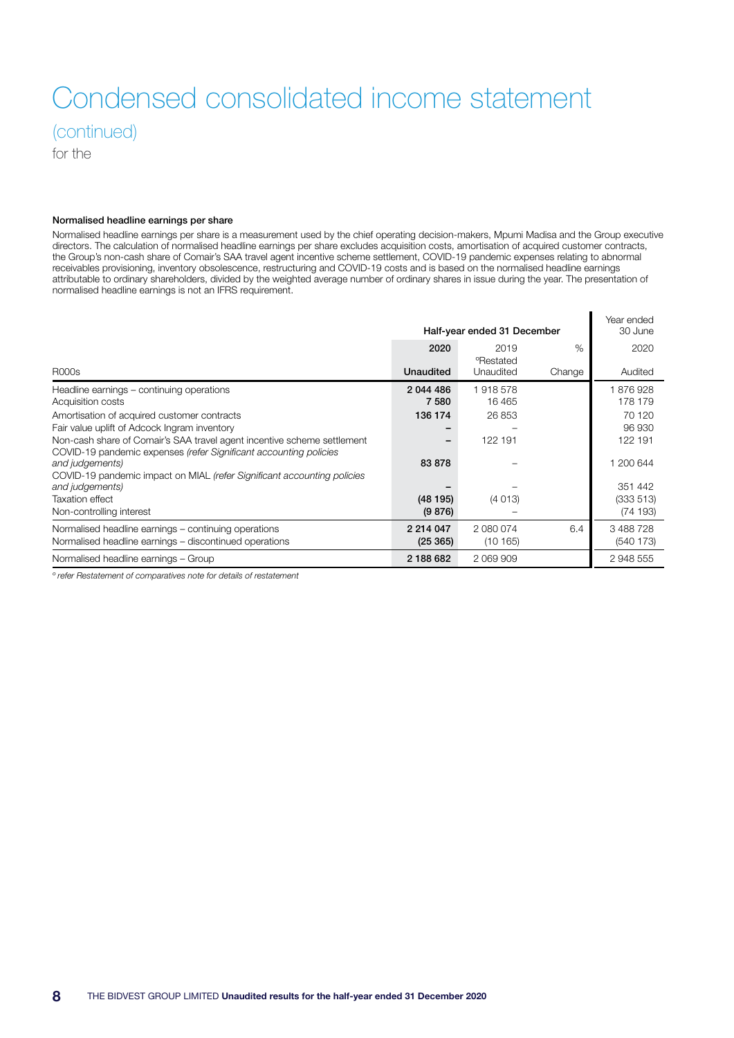# Condensed consolidated income statement

(continued)

for the

#### Normalised headline earnings per share

Normalised headline earnings per share is a measurement used by the chief operating decision-makers, Mpumi Madisa and the Group executive directors. The calculation of normalised headline earnings per share excludes acquisition costs, amortisation of acquired customer contracts, the Group's non-cash share of Comair's SAA travel agent incentive scheme settlement, COVID-19 pandemic expenses relating to abnormal receivables provisioning, inventory obsolescence, restructuring and COVID-19 costs and is based on the normalised headline earnings attributable to ordinary shareholders, divided by the weighted average number of ordinary shares in issue during the year. The presentation of normalised headline earnings is not an IFRS requirement.

| | Half-year ended 31 December | | | Year ended 30 June |
|---|---|---|---|---|
| | **2020** | 2019 ºRestated | % | 2020 |
| R000s | **Unaudited** | Unaudited | Change | Audited |
| Headline earnings – continuing operations | **2 044 486** | 1 918 578 | | 1 876 928 |
| Acquisition costs | **7 580** | 16 465 | | 178 179 |
| Amortisation of acquired customer contracts | **136 174** | 26 853 | | 70 120 |
| Fair value uplift of Adcock Ingram inventory | **–** | – | | 96 930 |
| Non-cash share of Comair's SAA travel agent incentive scheme settlement | **–** | 122 191 | | 122 191 |
| COVID-19 pandemic expenses *(refer Significant accounting policies and judgements)* | **83 878** | – | | 1 200 644 |
| COVID-19 pandemic impact on MIAL *(refer Significant accounting policies and judgements)* | **–** | – | | 351 442 |
| Taxation effect | **(48 195)** | (4 013) | | (333 513) |
| Non-controlling interest | **(9 876)** | – | | (74 193) |
| Normalised headline earnings – continuing operations | **2 214 047** | 2 080 074 | 6.4 | 3 488 728 |
| Normalised headline earnings – discontinued operations | **(25 365)** | (10 165) | | (540 173) |
| Normalised headline earnings – Group | **2 188 682** | 2 069 909 | | 2 948 555 |

º *refer Restatement of comparatives note for details of restatement*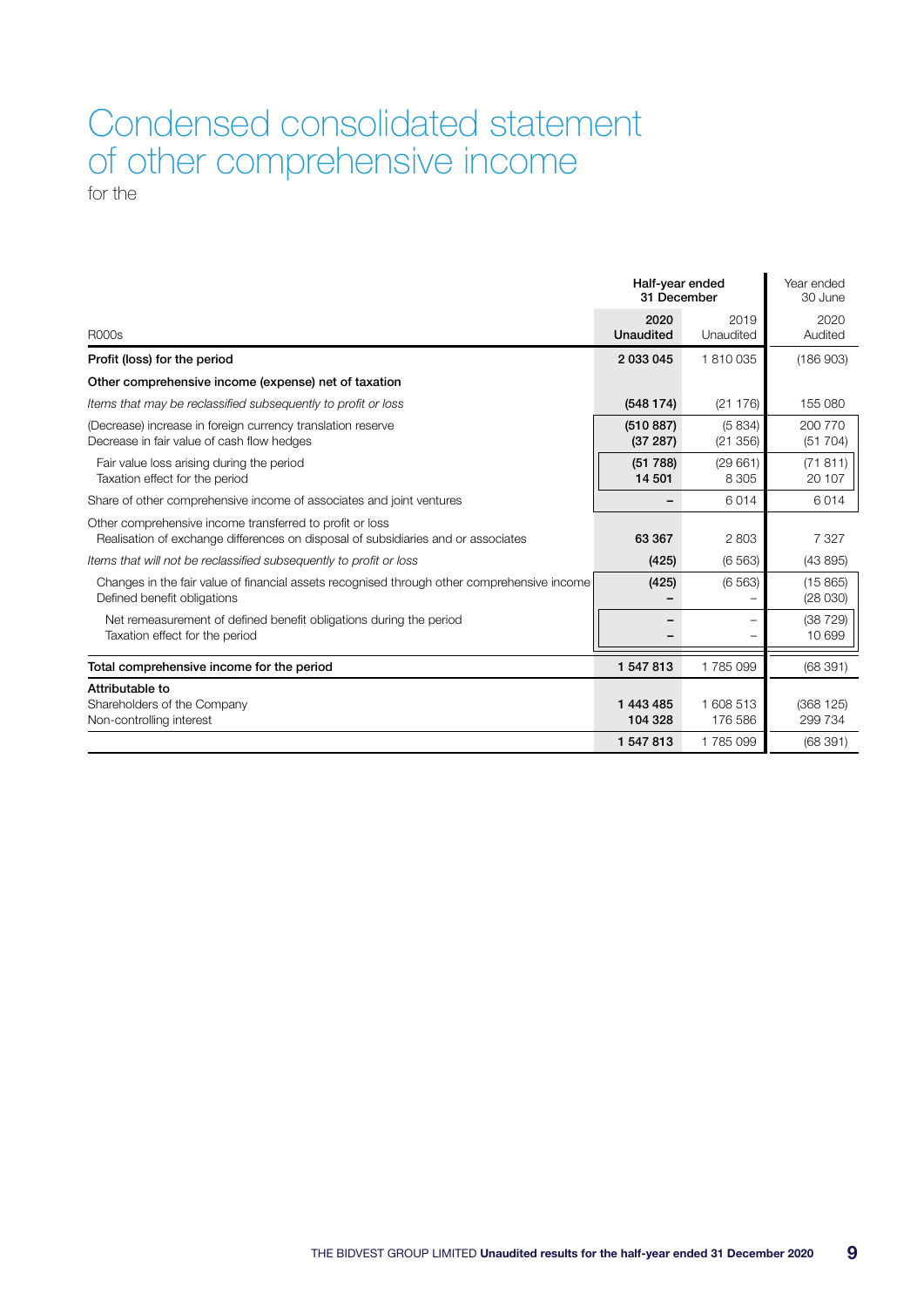# Condensed consolidated statement of other comprehensive income

for the

| R000s | Half-year ended 31 December 2020 Unaudited | Half-year ended 31 December 2019 Unaudited | Year ended 30 June 2020 Audited |
|---|---|---|---|
| **Profit (loss) for the period** | **2 033 045** | 1 810 035 | (186 903) |
| **Other comprehensive income (expense) net of taxation** | | | |
| *Items that may be reclassified subsequently to profit or loss* | **(548 174)** | (21 176) | 155 080 |
| (Decrease) increase in foreign currency translation reserve | **(510 887)** | (5 834) | 200 770 |
| Decrease in fair value of cash flow hedges | **(37 287)** | (21 356) | (51 704) |
| Fair value loss arising during the period | **(51 788)** | (29 661) | (71 811) |
| Taxation effect for the period | **14 501** | 8 305 | 20 107 |
| Share of other comprehensive income of associates and joint ventures | **–** | 6 014 | 6 014 |
| Other comprehensive income transferred to profit or loss | | | |
| Realisation of exchange differences on disposal of subsidiaries and or associates | **63 367** | 2 803 | 7 327 |
| *Items that will not be reclassified subsequently to profit or loss* | **(425)** | (6 563) | (43 895) |
| Changes in the fair value of financial assets recognised through other comprehensive income | **(425)** | (6 563) | (15 865) |
| Defined benefit obligations | **–** | – | (28 030) |
| Net remeasurement of defined benefit obligations during the period | **–** | – | (38 729) |
| Taxation effect for the period | **–** | – | 10 699 |
| **Total comprehensive income for the period** | **1 547 813** | 1 785 099 | (68 391) |
| **Attributable to** | | | |
| Shareholders of the Company | **1 443 485** | 1 608 513 | (368 125) |
| Non-controlling interest | **104 328** | 176 586 | 299 734 |
| | **1 547 813** | 1 785 099 | (68 391) |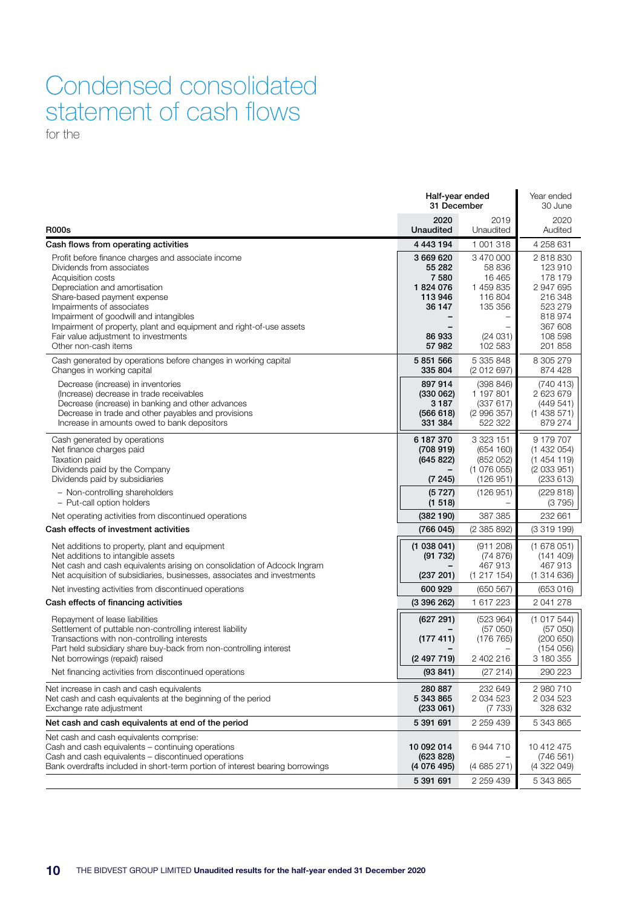# Condensed consolidated statement of cash flows

for the

| R000s | Half-year ended 31 December 2020 Unaudited | Half-year ended 31 December 2019 Unaudited | Year ended 30 June 2020 Audited |
|---|---|---|---|
| **Cash flows from operating activities** | **4 443 194** | 1 001 318 | 4 258 631 |
| Profit before finance charges and associate income | **3 669 620** | 3 470 000 | 2 818 830 |
| Dividends from associates | **55 282** | 58 836 | 123 910 |
| Acquisition costs | **7 580** | 16 465 | 178 179 |
| Depreciation and amortisation | **1 824 076** | 1 459 835 | 2 947 695 |
| Share-based payment expense | **113 946** | 116 804 | 216 348 |
| Impairments of associates | **36 147** | 135 356 | 523 279 |
| Impairment of goodwill and intangibles | **–** | – | 818 974 |
| Impairment of property, plant and equipment and right-of-use assets | **–** | – | 367 608 |
| Fair value adjustment to investments | **86 933** | (24 031) | 108 598 |
| Other non-cash items | **57 982** | 102 583 | 201 858 |
| Cash generated by operations before changes in working capital | **5 851 566** | 5 335 848 | 8 305 279 |
| Changes in working capital | **335 804** | (2 012 697) | 874 428 |
| Decrease (increase) in inventories | **897 914** | (398 846) | (740 413) |
| (Increase) decrease in trade receivables | **(330 062)** | 1 197 801 | 2 623 679 |
| Decrease (increase) in banking and other advances | **3 187** | (337 617) | (449 541) |
| Decrease in trade and other payables and provisions | **(566 618)** | (2 996 357) | (1 438 571) |
| Increase in amounts owed to bank depositors | **331 384** | 522 322 | 879 274 |
| Cash generated by operations | **6 187 370** | 3 323 151 | 9 179 707 |
| Net finance charges paid | **(708 919)** | (654 160) | (1 432 054) |
| Taxation paid | **(645 822)** | (852 052) | (1 454 119) |
| Dividends paid by the Company | **–** | (1 076 055) | (2 033 951) |
| Dividends paid by subsidiaries | **(7 245)** | (126 951) | (233 613) |
| – Non-controlling shareholders | **(5 727)** | (126 951) | (229 818) |
| – Put-call option holders | **(1 518)** | – | (3 795) |
| Net operating activities from discontinued operations | **(382 190)** | 387 385 | 232 661 |
| **Cash effects of investment activities** | **(766 045)** | (2 385 892) | (3 319 199) |
| Net additions to property, plant and equipment | **(1 038 041)** | (911 208) | (1 678 051) |
| Net additions to intangible assets | **(91 732)** | (74 876) | (141 409) |
| Net cash and cash equivalents arising on consolidation of Adcock Ingram | **–** | 467 913 | 467 913 |
| Net acquisition of subsidiaries, businesses, associates and investments | **(237 201)** | (1 217 154) | (1 314 636) |
| Net investing activities from discontinued operations | **600 929** | (650 567) | (653 016) |
| **Cash effects of financing activities** | **(3 396 262)** | 1 617 223 | 2 041 278 |
| Repayment of lease liabilities | **(627 291)** | (523 964) | (1 017 544) |
| Settlement of puttable non-controlling interest liability | **–** | (57 050) | (57 050) |
| Transactions with non-controlling interests | **(177 411)** | (176 765) | (200 650) |
| Part held subsidiary share buy-back from non-controlling interest | **–** | – | (154 056) |
| Net borrowings (repaid) raised | **(2 497 719)** | 2 402 216 | 3 180 355 |
| Net financing activities from discontinued operations | **(93 841)** | (27 214) | 290 223 |
| Net increase in cash and cash equivalents | **280 887** | 232 649 | 2 980 710 |
| Net cash and cash equivalents at the beginning of the period | **5 343 865** | 2 034 523 | 2 034 523 |
| Exchange rate adjustment | **(233 061)** | (7 733) | 328 632 |
| **Net cash and cash equivalents at end of the period** | **5 391 691** | 2 259 439 | 5 343 865 |
| Net cash and cash equivalents comprise: | | | |
| Cash and cash equivalents – continuing operations | **10 092 014** | 6 944 710 | 10 412 475 |
| Cash and cash equivalents – discontinued operations | **(623 828)** | – | (746 561) |
| Bank overdrafts included in short-term portion of interest bearing borrowings | **(4 076 495)** | (4 685 271) | (4 322 049) |
| | **5 391 691** | 2 259 439 | 5 343 865 |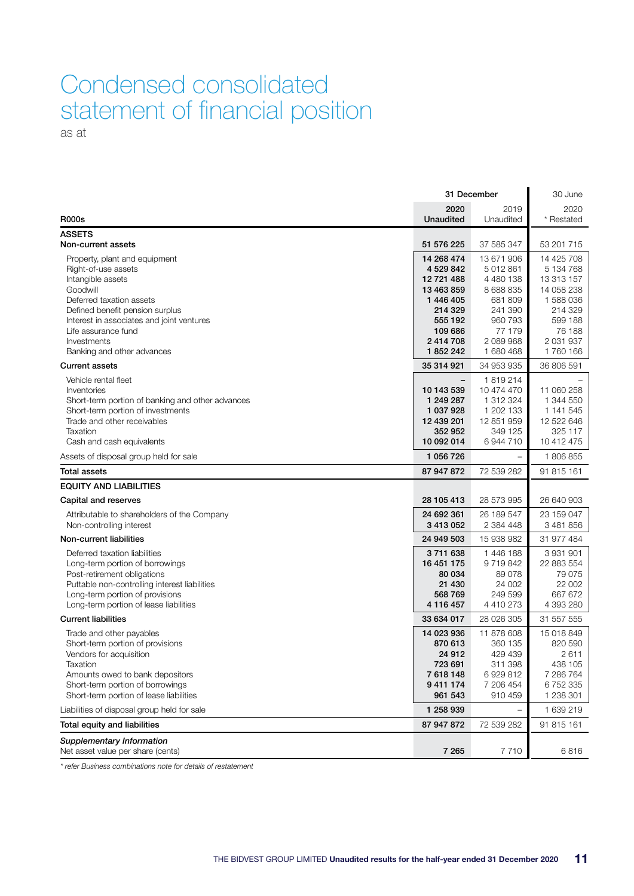# Condensed consolidated statement of financial position

as at

| R000s | 31 December 2020 Unaudited | 31 December 2019 Unaudited | 30 June 2020 * Restated |
|---|---|---|---|
| **ASSETS** | | | |
| **Non-current assets** | **51 576 225** | 37 585 347 | 53 201 715 |
| Property, plant and equipment | **14 268 474** | 13 671 906 | 14 425 708 |
| Right-of-use assets | **4 529 842** | 5 012 861 | 5 134 768 |
| Intangible assets | **12 721 488** | 4 480 138 | 13 313 157 |
| Goodwill | **13 463 859** | 8 688 835 | 14 058 238 |
| Deferred taxation assets | **1 446 405** | 681 809 | 1 588 036 |
| Defined benefit pension surplus | **214 329** | 241 390 | 214 329 |
| Interest in associates and joint ventures | **555 192** | 960 793 | 599 188 |
| Life assurance fund | **109 686** | 77 179 | 76 188 |
| Investments | **2 414 708** | 2 089 968 | 2 031 937 |
| Banking and other advances | **1 852 242** | 1 680 468 | 1 760 166 |
| **Current assets** | **35 314 921** | 34 953 935 | 36 806 591 |
| Vehicle rental fleet | **–** | 1 819 214 | – |
| Inventories | **10 143 539** | 10 474 470 | 11 060 258 |
| Short-term portion of banking and other advances | **1 249 287** | 1 312 324 | 1 344 550 |
| Short-term portion of investments | **1 037 928** | 1 202 133 | 1 141 545 |
| Trade and other receivables | **12 439 201** | 12 851 959 | 12 522 646 |
| Taxation | **352 952** | 349 125 | 325 117 |
| Cash and cash equivalents | **10 092 014** | 6 944 710 | 10 412 475 |
| Assets of disposal group held for sale | **1 056 726** | – | 1 806 855 |
| **Total assets** | **87 947 872** | 72 539 282 | 91 815 161 |
| **EQUITY AND LIABILITIES** | | | |
| **Capital and reserves** | **28 105 413** | 28 573 995 | 26 640 903 |
| Attributable to shareholders of the Company | **24 692 361** | 26 189 547 | 23 159 047 |
| Non-controlling interest | **3 413 052** | 2 384 448 | 3 481 856 |
| **Non-current liabilities** | **24 949 503** | 15 938 982 | 31 977 484 |
| Deferred taxation liabilities | **3 711 638** | 1 446 188 | 3 931 901 |
| Long-term portion of borrowings | **16 451 175** | 9 719 842 | 22 883 554 |
| Post-retirement obligations | **80 034** | 89 078 | 79 075 |
| Puttable non-controlling interest liabilities | **21 430** | 24 002 | 22 002 |
| Long-term portion of provisions | **568 769** | 249 599 | 667 672 |
| Long-term portion of lease liabilities | **4 116 457** | 4 410 273 | 4 393 280 |
| **Current liabilities** | **33 634 017** | 28 026 305 | 31 557 555 |
| Trade and other payables | **14 023 936** | 11 878 608 | 15 018 849 |
| Short-term portion of provisions | **870 613** | 360 135 | 820 590 |
| Vendors for acquisition | **24 912** | 429 439 | 2 611 |
| Taxation | **723 691** | 311 398 | 438 105 |
| Amounts owed to bank depositors | **7 618 148** | 6 929 812 | 7 286 764 |
| Short-term portion of borrowings | **9 411 174** | 7 206 454 | 6 752 335 |
| Short-term portion of lease liabilities | **961 543** | 910 459 | 1 238 301 |
| Liabilities of disposal group held for sale | **1 258 939** | – | 1 639 219 |
| **Total equity and liabilities** | **87 947 872** | 72 539 282 | 91 815 161 |
| ***Supplementary Information*** | | | |
| Net asset value per share (cents) | **7 265** | 7 710 | 6 816 |

*\* refer Business combinations note for details of restatement*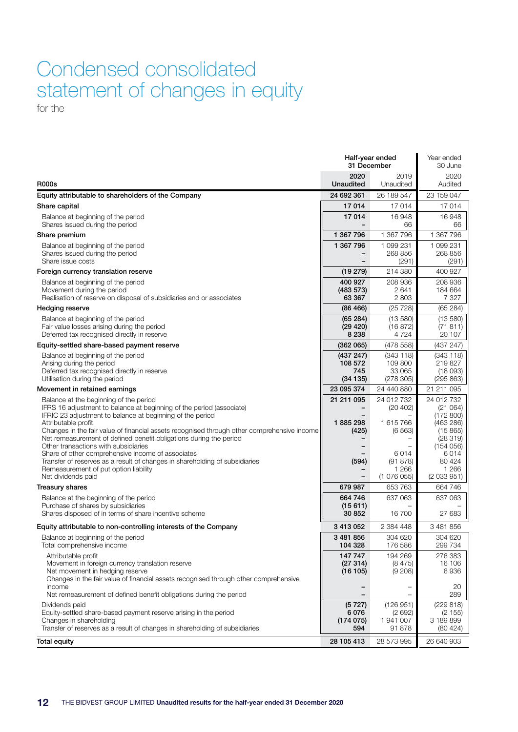# Condensed consolidated statement of changes in equity

for the

| R000s | Half-year ended 31 December 2020 Unaudited | Half-year ended 31 December 2019 Unaudited | Year ended 30 June 2020 Audited |
|---|---|---|---|
| **Equity attributable to shareholders of the Company** | **24 692 361** | 26 189 547 | 23 159 047 |
| **Share capital** | **17 014** | 17 014 | 17 014 |
| Balance at beginning of the period | **17 014** | 16 948 | 16 948 |
| Shares issued during the period | **–** | 66 | 66 |
| **Share premium** | **1 367 796** | 1 367 796 | 1 367 796 |
| Balance at beginning of the period | **1 367 796** | 1 099 231 | 1 099 231 |
| Shares issued during the period | **–** | 268 856 | 268 856 |
| Share issue costs | **–** | (291) | (291) |
| **Foreign currency translation reserve** | **(19 279)** | 214 380 | 400 927 |
| Balance at beginning of the period | **400 927** | 208 936 | 208 936 |
| Movement during the period | **(483 573)** | 2 641 | 184 664 |
| Realisation of reserve on disposal of subsidiaries and or associates | **63 367** | 2 803 | 7 327 |
| **Hedging reserve** | **(86 466)** | (25 728) | (65 284) |
| Balance at beginning of the period | **(65 284)** | (13 580) | (13 580) |
| Fair value losses arising during the period | **(29 420)** | (16 872) | (71 811) |
| Deferred tax recognised directly in reserve | **8 238** | 4 724 | 20 107 |
| **Equity-settled share-based payment reserve** | **(362 065)** | (478 558) | (437 247) |
| Balance at beginning of the period | **(437 247)** | (343 118) | (343 118) |
| Arising during the period | **108 572** | 109 800 | 219 827 |
| Deferred tax recognised directly in reserve | **745** | 33 065 | (18 093) |
| Utilisation during the period | **(34 135)** | (278 305) | (295 863) |
| **Movement in retained earnings** | **23 095 374** | 24 440 880 | 21 211 095 |
| Balance at the beginning of the period | **21 211 095** | 24 012 732 | 24 012 732 |
| IFRS 16 adjustment to balance at beginning of the period (associate) | **–** | (20 402) | (21 064) |
| IFRIC 23 adjustment to balance at beginning of the period | | – | (172 800) |
| Attributable profit | **1 885 298** | 1 615 766 | (463 286) |
| Changes in the fair value of financial assets recognised through other comprehensive income | **(425)** | (6 563) | (15 865) |
| Net remeasurement of defined benefit obligations during the period | **–** | – | (28 319) |
| Other transactions with subsidiaries | **–** | – | (154 056) |
| Share of other comprehensive income of associates | **–** | 6 014 | 6 014 |
| Transfer of reserves as a result of changes in shareholding of subsidiaries | **(594)** | (91 878) | 80 424 |
| Remeasurement of put option liability | **–** | 1 266 | 1 266 |
| Net dividends paid | **–** | (1 076 055) | (2 033 951) |
| **Treasury shares** | **679 987** | 653 763 | 664 746 |
| Balance at the beginning of the period | **664 746** | 637 063 | 637 063 |
| Purchase of shares by subsidiaries | **(15 611)** | – | – |
| Shares disposed of in terms of share incentive scheme | **30 852** | 16 700 | 27 683 |
| **Equity attributable to non-controlling interests of the Company** | **3 413 052** | 2 384 448 | 3 481 856 |
| Balance at beginning of the period | **3 481 856** | 304 620 | 304 620 |
| Total comprehensive income | **104 328** | 176 586 | 299 734 |
| Attributable profit | **147 747** | 194 269 | 276 383 |
| Movement in foreign currency translation reserve | **(27 314)** | (8 475) | 16 106 |
| Net movement in hedging reserve | **(16 105)** | (9 208) | 6 936 |
| Changes in the fair value of financial assets recognised through other comprehensive income | **–** | – | 20 |
| Net remeasurement of defined benefit obligations during the period | **–** | – | 289 |
| Dividends paid | **(5 727)** | (126 951) | (229 818) |
| Equity-settled share-based payment reserve arising in the period | **6 076** | (2 692) | (2 155) |
| Changes in shareholding | **(174 075)** | 1 941 007 | 3 189 899 |
| Transfer of reserves as a result of changes in shareholding of subsidiaries | **594** | 91 878 | (80 424) |
| **Total equity** | **28 105 413** | 28 573 995 | 26 640 903 |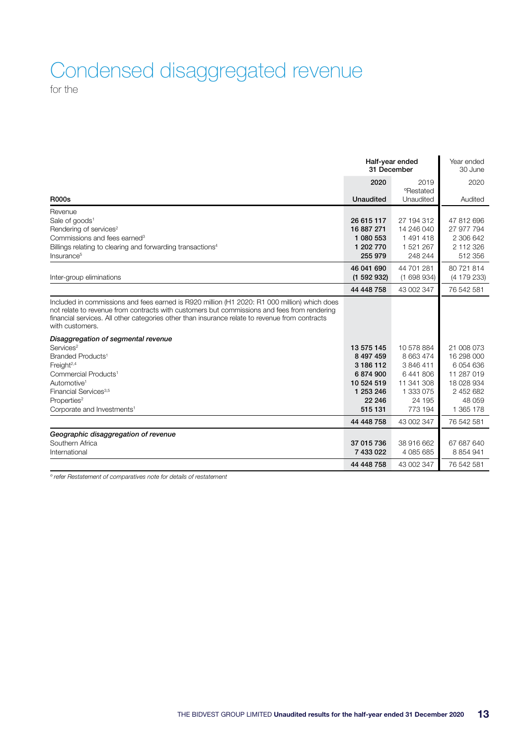# Condensed disaggregated revenue

for the

| R000s | Half-year ended 31 December 2020 Unaudited | 2019 °Restated Unaudited | Year ended 30 June 2020 Audited |
|---|---|---|---|
| Revenue | | | |
| Sale of goods[1] | **26 615 117** | 27 194 312 | 47 812 696 |
| Rendering of services[2] | **16 887 271** | 14 246 040 | 27 977 794 |
| Commissions and fees earned[3] | **1 080 553** | 1 491 418 | 2 306 642 |
| Billings relating to clearing and forwarding transactions[4] | **1 202 770** | 1 521 267 | 2 112 326 |
| Insurance[5] | **255 979** | 248 244 | 512 356 |
| | **46 041 690** | 44 701 281 | 80 721 814 |
| Inter-group eliminations | **(1 592 932)** | (1 698 934) | (4 179 233) |
| | **44 448 758** | 43 002 347 | 76 542 581 |
| Included in commissions and fees earned is R920 million (H1 2020: R1 000 million) which does not relate to revenue from contracts with customers but commissions and fees from rendering financial services. All other categories other than insurance relate to revenue from contracts with customers. | | | |
| ***Disaggregation of segmental revenue*** | | | |
| Services[2] | **13 575 145** | 10 578 884 | 21 008 073 |
| Branded Products[1] | **8 497 459** | 8 663 474 | 16 298 000 |
| Freight[2,4] | **3 186 112** | 3 846 411 | 6 054 636 |
| Commercial Products[1] | **6 874 900** | 6 441 806 | 11 287 019 |
| Automotive[1] | **10 524 519** | 11 341 308 | 18 028 934 |
| Financial Services[3,5] | **1 253 246** | 1 333 075 | 2 452 682 |
| Properties[2] | **22 246** | 24 195 | 48 059 |
| Corporate and Investments[1] | **515 131** | 773 194 | 1 365 178 |
| | **44 448 758** | 43 002 347 | 76 542 581 |
| ***Geographic disaggregation of revenue*** | | | |
| Southern Africa | **37 015 736** | 38 916 662 | 67 687 640 |
| International | **7 433 022** | 4 085 685 | 8 854 941 |
| | **44 448 758** | 43 002 347 | 76 542 581 |

*° refer Restatement of comparatives note for details of restatement*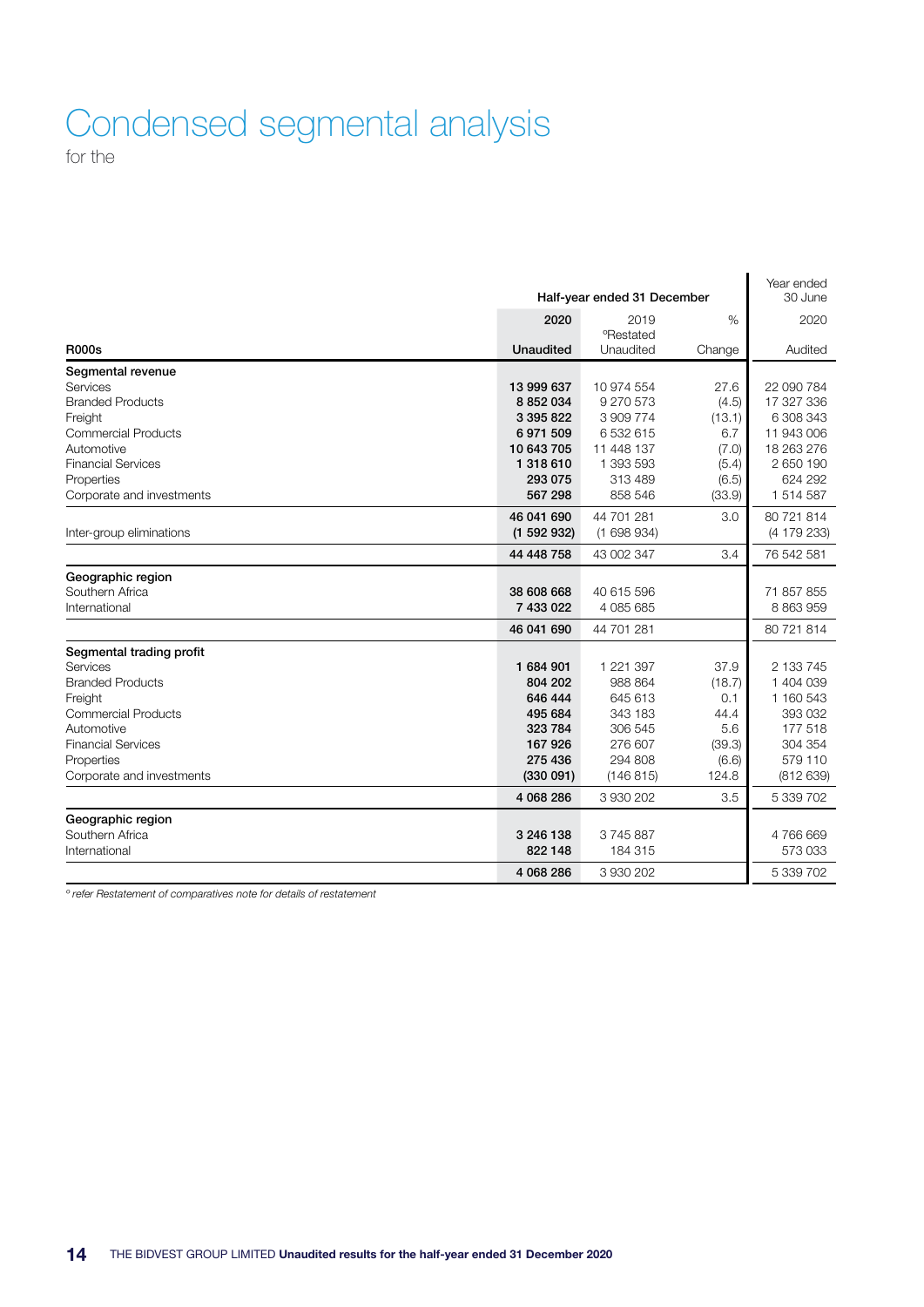# Condensed segmental analysis

for the

| R000s | Half-year ended 31 December 2020 Unaudited | 2019 °Restated Unaudited | % Change | Year ended 30 June 2020 Audited |
|---|---|---|---|---|
| **Segmental revenue** | | | | |
| Services | **13 999 637** | 10 974 554 | 27.6 | 22 090 784 |
| Branded Products | **8 852 034** | 9 270 573 | (4.5) | 17 327 336 |
| Freight | **3 395 822** | 3 909 774 | (13.1) | 6 308 343 |
| Commercial Products | **6 971 509** | 6 532 615 | 6.7 | 11 943 006 |
| Automotive | **10 643 705** | 11 448 137 | (7.0) | 18 263 276 |
| Financial Services | **1 318 610** | 1 393 593 | (5.4) | 2 650 190 |
| Properties | **293 075** | 313 489 | (6.5) | 624 292 |
| Corporate and investments | **567 298** | 858 546 | (33.9) | 1 514 587 |
| | **46 041 690** | 44 701 281 | 3.0 | 80 721 814 |
| Inter-group eliminations | **(1 592 932)** | (1 698 934) | | (4 179 233) |
| | **44 448 758** | 43 002 347 | 3.4 | 76 542 581 |
| **Geographic region** | | | | |
| Southern Africa | **38 608 668** | 40 615 596 | | 71 857 855 |
| International | **7 433 022** | 4 085 685 | | 8 863 959 |
| | **46 041 690** | 44 701 281 | | 80 721 814 |
| **Segmental trading profit** | | | | |
| Services | **1 684 901** | 1 221 397 | 37.9 | 2 133 745 |
| Branded Products | **804 202** | 988 864 | (18.7) | 1 404 039 |
| Freight | **646 444** | 645 613 | 0.1 | 1 160 543 |
| Commercial Products | **495 684** | 343 183 | 44.4 | 393 032 |
| Automotive | **323 784** | 306 545 | 5.6 | 177 518 |
| Financial Services | **167 926** | 276 607 | (39.3) | 304 354 |
| Properties | **275 436** | 294 808 | (6.6) | 579 110 |
| Corporate and investments | **(330 091)** | (146 815) | 124.8 | (812 639) |
| | **4 068 286** | 3 930 202 | 3.5 | 5 339 702 |
| **Geographic region** | | | | |
| Southern Africa | **3 246 138** | 3 745 887 | | 4 766 669 |
| International | **822 148** | 184 315 | | 573 033 |
| | **4 068 286** | 3 930 202 | | 5 339 702 |

*° refer Restatement of comparatives note for details of restatement*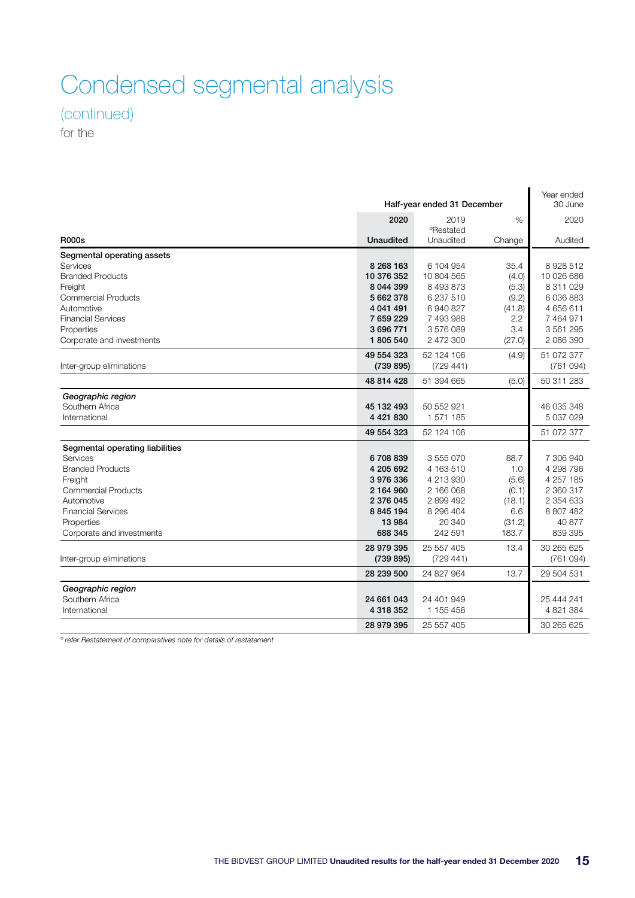# Condensed segmental analysis

## (continued)

for the

| R000s | Half-year ended 31 December 2020 Unaudited | 2019 °Restated Unaudited | % Change | Year ended 30 June 2020 Audited |
|---|---|---|---|---|
| **Segmental operating assets** | | | | |
| Services | **8 268 163** | 6 104 954 | 35.4 | 8 928 512 |
| Branded Products | **10 376 352** | 10 804 565 | (4.0) | 10 026 686 |
| Freight | **8 044 399** | 8 493 873 | (5.3) | 8 311 029 |
| Commercial Products | **5 662 378** | 6 237 510 | (9.2) | 6 036 883 |
| Automotive | **4 041 491** | 6 940 827 | (41.8) | 4 656 611 |
| Financial Services | **7 659 229** | 7 493 988 | 2.2 | 7 464 971 |
| Properties | **3 696 771** | 3 576 089 | 3.4 | 3 561 295 |
| Corporate and investments | **1 805 540** | 2 472 300 | (27.0) | 2 086 390 |
| | **49 554 323** | 52 124 106 | (4.9) | 51 072 377 |
| Inter-group eliminations | **(739 895)** | (729 441) | | (761 094) |
| | **48 814 428** | 51 394 665 | (5.0) | 50 311 283 |
| ***Geographic region*** | | | | |
| Southern Africa | **45 132 493** | 50 552 921 | | 46 035 348 |
| International | **4 421 830** | 1 571 185 | | 5 037 029 |
| | **49 554 323** | 52 124 106 | | 51 072 377 |
| **Segmental operating liabilities** | | | | |
| Services | **6 708 839** | 3 555 070 | 88.7 | 7 306 940 |
| Branded Products | **4 205 692** | 4 163 510 | 1.0 | 4 298 796 |
| Freight | **3 976 336** | 4 213 930 | (5.6) | 4 257 185 |
| Commercial Products | **2 164 960** | 2 166 068 | (0.1) | 2 360 317 |
| Automotive | **2 376 045** | 2 899 492 | (18.1) | 2 354 633 |
| Financial Services | **8 845 194** | 8 296 404 | 6.6 | 8 807 482 |
| Properties | **13 984** | 20 340 | (31.2) | 40 877 |
| Corporate and investments | **688 345** | 242 591 | 183.7 | 839 395 |
| | **28 979 395** | 25 557 405 | 13.4 | 30 265 625 |
| Inter-group eliminations | **(739 895)** | (729 441) | | (761 094) |
| | **28 239 500** | 24 827 964 | 13.7 | 29 504 531 |
| ***Geographic region*** | | | | |
| Southern Africa | **24 661 043** | 24 401 949 | | 25 444 241 |
| International | **4 318 352** | 1 155 456 | | 4 821 384 |
| | **28 979 395** | 25 557 405 | | 30 265 625 |

*° refer Restatement of comparatives note for details of restatement*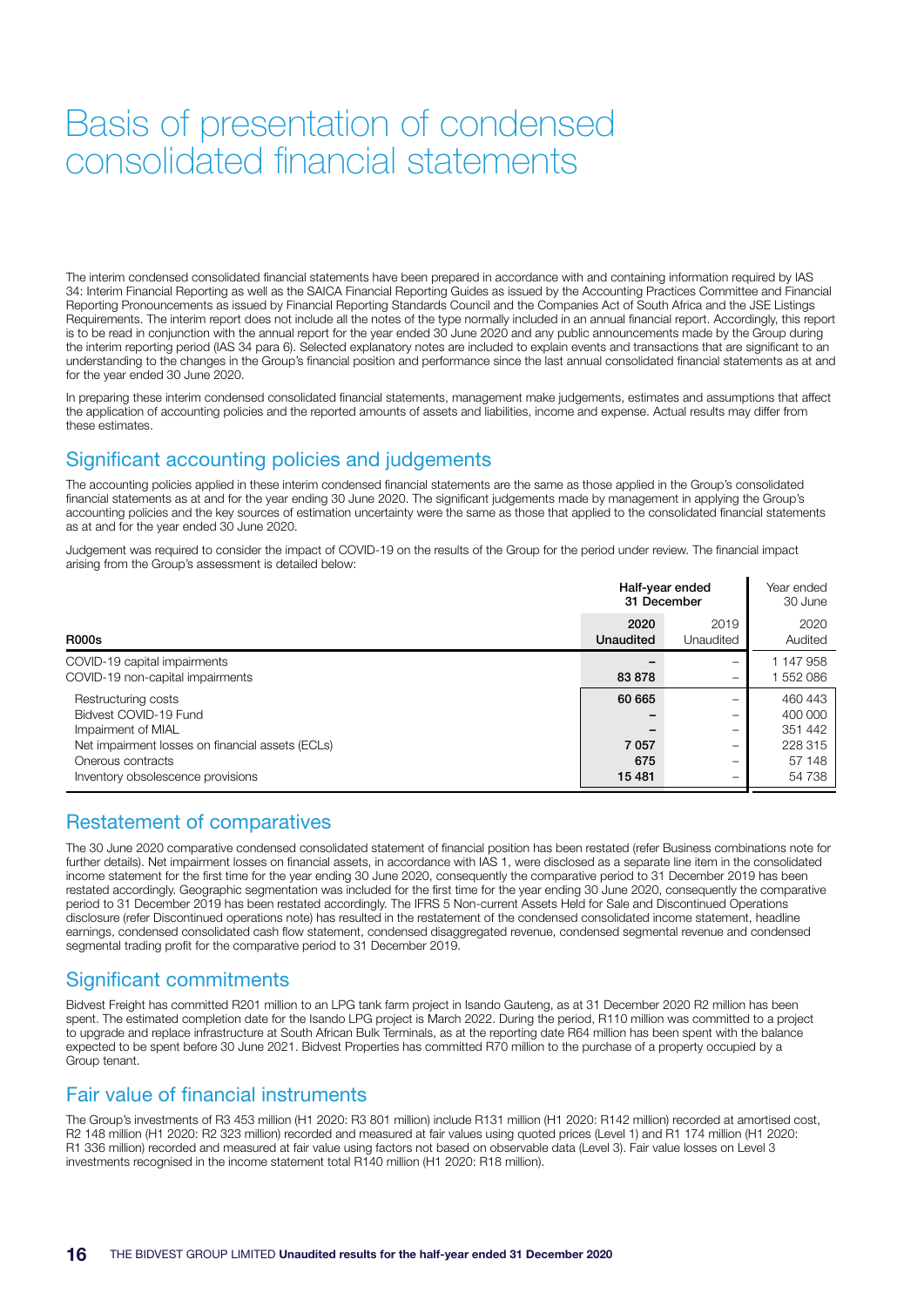# Basis of presentation of condensed consolidated financial statements

The interim condensed consolidated financial statements have been prepared in accordance with and containing information required by IAS 34: Interim Financial Reporting as well as the SAICA Financial Reporting Guides as issued by the Accounting Practices Committee and Financial Reporting Pronouncements as issued by Financial Reporting Standards Council and the Companies Act of South Africa and the JSE Listings Requirements. The interim report does not include all the notes of the type normally included in an annual financial report. Accordingly, this report is to be read in conjunction with the annual report for the year ended 30 June 2020 and any public announcements made by the Group during the interim reporting period (IAS 34 para 6). Selected explanatory notes are included to explain events and transactions that are significant to an understanding to the changes in the Group's financial position and performance since the last annual consolidated financial statements as at and for the year ended 30 June 2020.

In preparing these interim condensed consolidated financial statements, management make judgements, estimates and assumptions that affect the application of accounting policies and the reported amounts of assets and liabilities, income and expense. Actual results may differ from these estimates.

## Significant accounting policies and judgements

The accounting policies applied in these interim condensed financial statements are the same as those applied in the Group's consolidated financial statements as at and for the year ending 30 June 2020. The significant judgements made by management in applying the Group's accounting policies and the key sources of estimation uncertainty were the same as those that applied to the consolidated financial statements as at and for the year ended 30 June 2020.

Judgement was required to consider the impact of COVID-19 on the results of the Group for the period under review. The financial impact arising from the Group's assessment is detailed below:

| | Half-year ended 31 December | | Year ended 30 June |
|---|---|---|---|
| **R000s** | **2020 Unaudited** | 2019 Unaudited | 2020 Audited |
| COVID-19 capital impairments | **–** | – | 1 147 958 |
| COVID-19 non-capital impairments | **83 878** | – | 1 552 086 |
| Restructuring costs | **60 665** | – | 460 443 |
| Bidvest COVID-19 Fund | **–** | – | 400 000 |
| Impairment of MIAL | **–** | – | 351 442 |
| Net impairment losses on financial assets (ECLs) | **7 057** | – | 228 315 |
| Onerous contracts | **675** | – | 57 148 |
| Inventory obsolescence provisions | **15 481** | – | 54 738 |

## Restatement of comparatives

The 30 June 2020 comparative condensed consolidated statement of financial position has been restated (refer Business combinations note for further details). Net impairment losses on financial assets, in accordance with IAS 1, were disclosed as a separate line item in the consolidated income statement for the first time for the year ending 30 June 2020, consequently the comparative period to 31 December 2019 has been restated accordingly. Geographic segmentation was included for the first time for the year ending 30 June 2020, consequently the comparative period to 31 December 2019 has been restated accordingly. The IFRS 5 Non-current Assets Held for Sale and Discontinued Operations disclosure (refer Discontinued operations note) has resulted in the restatement of the condensed consolidated income statement, headline earnings, condensed consolidated cash flow statement, condensed disaggregated revenue, condensed segmental revenue and condensed segmental trading profit for the comparative period to 31 December 2019.

## Significant commitments

Bidvest Freight has committed R201 million to an LPG tank farm project in Isando Gauteng, as at 31 December 2020 R2 million has been spent. The estimated completion date for the Isando LPG project is March 2022. During the period, R110 million was committed to a project to upgrade and replace infrastructure at South African Bulk Terminals, as at the reporting date R64 million has been spent with the balance expected to be spent before 30 June 2021. Bidvest Properties has committed R70 million to the purchase of a property occupied by a Group tenant.

## Fair value of financial instruments

The Group's investments of R3 453 million (H1 2020: R3 801 million) include R131 million (H1 2020: R142 million) recorded at amortised cost, R2 148 million (H1 2020: R2 323 million) recorded and measured at fair values using quoted prices (Level 1) and R1 174 million (H1 2020: R1 336 million) recorded and measured at fair value using factors not based on observable data (Level 3). Fair value losses on Level 3 investments recognised in the income statement total R140 million (H1 2020: R18 million).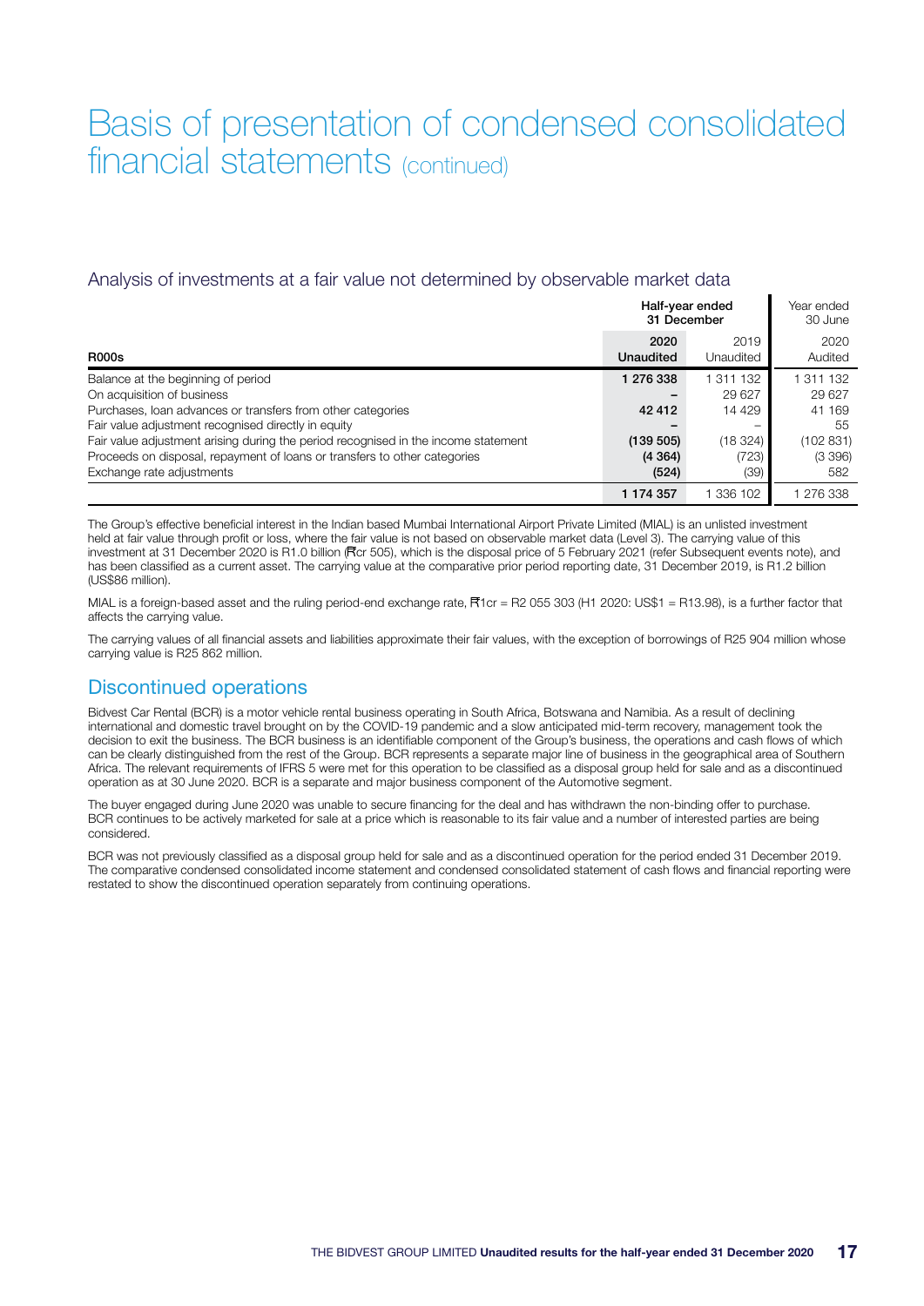# Basis of presentation of condensed consolidated financial statements (continued)

## Analysis of investments at a fair value not determined by observable market data

| R000s | Half-year ended 31 December 2020 Unaudited | Half-year ended 31 December 2019 Unaudited | Year ended 30 June 2020 Audited |
|---|---|---|---|
| Balance at the beginning of period | **1 276 338** | 1 311 132 | 1 311 132 |
| On acquisition of business | **–** | 29 627 | 29 627 |
| Purchases, loan advances or transfers from other categories | **42 412** | 14 429 | 41 169 |
| Fair value adjustment recognised directly in equity | **–** | – | 55 |
| Fair value adjustment arising during the period recognised in the income statement | **(139 505)** | (18 324) | (102 831) |
| Proceeds on disposal, repayment of loans or transfers to other categories | **(4 364)** | (723) | (3 396) |
| Exchange rate adjustments | **(524)** | (39) | 582 |
| | **1 174 357** | 1 336 102 | 1 276 338 |

The Group's effective beneficial interest in the Indian based Mumbai International Airport Private Limited (MIAL) is an unlisted investment held at fair value through profit or loss, where the fair value is not based on observable market data (Level 3). The carrying value of this investment at 31 December 2020 is R1.0 billion (₹cr 505), which is the disposal price of 5 February 2021 (refer Subsequent events note), and has been classified as a current asset. The carrying value at the comparative prior period reporting date, 31 December 2019, is R1.2 billion (US$86 million).

MIAL is a foreign-based asset and the ruling period-end exchange rate, ₹1cr = R2 055 303 (H1 2020: US$1 = R13.98), is a further factor that affects the carrying value.

The carrying values of all financial assets and liabilities approximate their fair values, with the exception of borrowings of R25 904 million whose carrying value is R25 862 million.

## Discontinued operations

Bidvest Car Rental (BCR) is a motor vehicle rental business operating in South Africa, Botswana and Namibia. As a result of declining international and domestic travel brought on by the COVID-19 pandemic and a slow anticipated mid-term recovery, management took the decision to exit the business. The BCR business is an identifiable component of the Group's business, the operations and cash flows of which can be clearly distinguished from the rest of the Group. BCR represents a separate major line of business in the geographical area of Southern Africa. The relevant requirements of IFRS 5 were met for this operation to be classified as a disposal group held for sale and as a discontinued operation as at 30 June 2020. BCR is a separate and major business component of the Automotive segment.

The buyer engaged during June 2020 was unable to secure financing for the deal and has withdrawn the non-binding offer to purchase. BCR continues to be actively marketed for sale at a price which is reasonable to its fair value and a number of interested parties are being considered.

BCR was not previously classified as a disposal group held for sale and as a discontinued operation for the period ended 31 December 2019. The comparative condensed consolidated income statement and condensed consolidated statement of cash flows and financial reporting were restated to show the discontinued operation separately from continuing operations.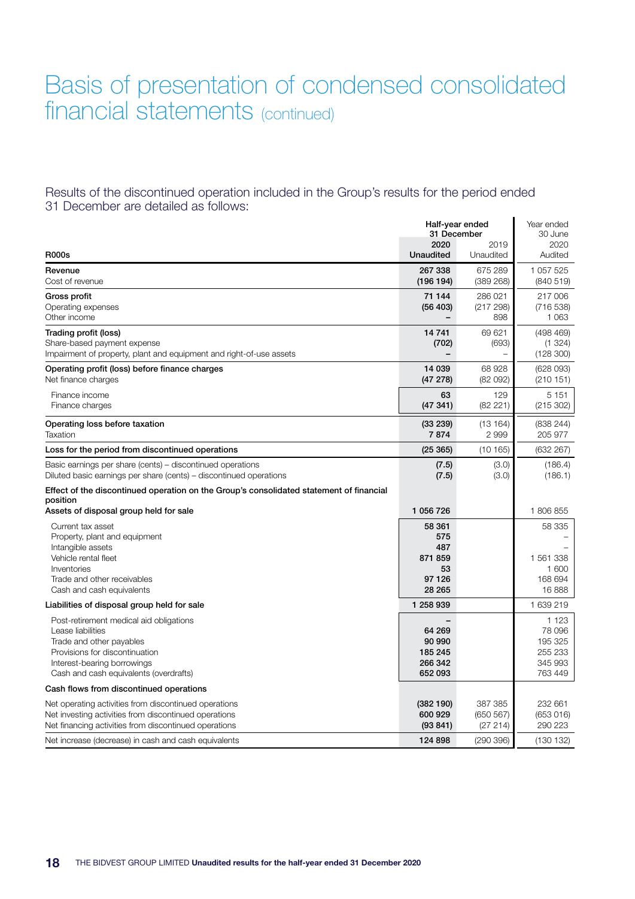# Basis of presentation of condensed consolidated financial statements (continued)

Results of the discontinued operation included in the Group's results for the period ended 31 December are detailed as follows:

| R000s | Half-year ended 31 December 2020 Unaudited | Half-year ended 31 December 2019 Unaudited | Year ended 30 June 2020 Audited |
|---|---|---|---|
| **Revenue** | **267 338** | 675 289 | 1 057 525 |
| Cost of revenue | **(196 194)** | (389 268) | (840 519) |
| **Gross profit** | **71 144** | 286 021 | 217 006 |
| Operating expenses | **(56 403)** | (217 298) | (716 538) |
| Other income | **–** | 898 | 1 063 |
| **Trading profit (loss)** | **14 741** | 69 621 | (498 469) |
| Share-based payment expense | **(702)** | (693) | (1 324) |
| Impairment of property, plant and equipment and right-of-use assets | **–** | – | (128 300) |
| **Operating profit (loss) before finance charges** | **14 039** | 68 928 | (628 093) |
| Net finance charges | **(47 278)** | (82 092) | (210 151) |
| Finance income | **63** | 129 | 5 151 |
| Finance charges | **(47 341)** | (82 221) | (215 302) |
| **Operating loss before taxation** | **(33 239)** | (13 164) | (838 244) |
| Taxation | **7 874** | 2 999 | 205 977 |
| **Loss for the period from discontinued operations** | **(25 365)** | (10 165) | (632 267) |
| Basic earnings per share (cents) – discontinued operations | **(7.5)** | (3.0) | (186.4) |
| Diluted basic earnings per share (cents) – discontinued operations | **(7.5)** | (3.0) | (186.1) |
| **Effect of the discontinued operation on the Group's consolidated statement of financial position** | | | |
| **Assets of disposal group held for sale** | **1 056 726** | | 1 806 855 |
| Current tax asset | **58 361** | | 58 335 |
| Property, plant and equipment | **575** | | – |
| Intangible assets | **487** | | – |
| Vehicle rental fleet | **871 859** | | 1 561 338 |
| Inventories | **53** | | 1 600 |
| Trade and other receivables | **97 126** | | 168 694 |
| Cash and cash equivalents | **28 265** | | 16 888 |
| **Liabilities of disposal group held for sale** | **1 258 939** | | 1 639 219 |
| Post-retirement medical aid obligations | **–** | | 1 123 |
| Lease liabilities | **64 269** | | 78 096 |
| Trade and other payables | **90 990** | | 195 325 |
| Provisions for discontinuation | **185 245** | | 255 233 |
| Interest-bearing borrowings | **266 342** | | 345 993 |
| Cash and cash equivalents (overdrafts) | **652 093** | | 763 449 |
| **Cash flows from discontinued operations** | | | |
| Net operating activities from discontinued operations | **(382 190)** | 387 385 | 232 661 |
| Net investing activities from discontinued operations | **600 929** | (650 567) | (653 016) |
| Net financing activities from discontinued operations | **(93 841)** | (27 214) | 290 223 |
| Net increase (decrease) in cash and cash equivalents | **124 898** | (290 396) | (130 132) |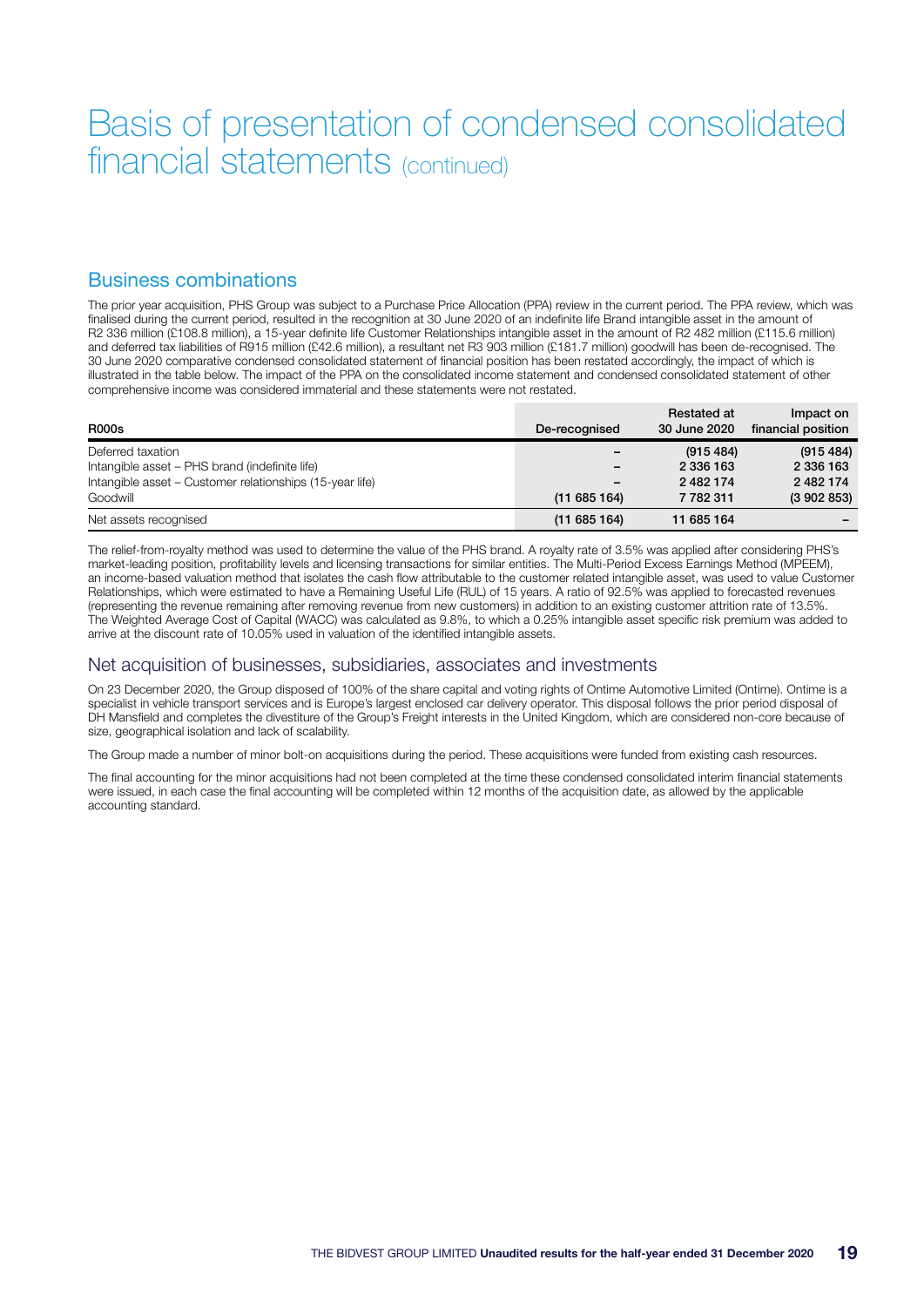# Basis of presentation of condensed consolidated financial statements (continued)

## Business combinations

The prior year acquisition, PHS Group was subject to a Purchase Price Allocation (PPA) review in the current period. The PPA review, which was finalised during the current period, resulted in the recognition at 30 June 2020 of an indefinite life Brand intangible asset in the amount of R2 336 million (£108.8 million), a 15-year definite life Customer Relationships intangible asset in the amount of R2 482 million (£115.6 million) and deferred tax liabilities of R915 million (£42.6 million), a resultant net R3 903 million (£181.7 million) goodwill has been de-recognised. The 30 June 2020 comparative condensed consolidated statement of financial position has been restated accordingly, the impact of which is illustrated in the table below. The impact of the PPA on the consolidated income statement and condensed consolidated statement of other comprehensive income was considered immaterial and these statements were not restated.

| R000s | De-recognised | Restated at 30 June 2020 | Impact on financial position |
|---|---|---|---|
| Deferred taxation | – | (915 484) | (915 484) |
| Intangible asset – PHS brand (indefinite life) | – | 2 336 163 | 2 336 163 |
| Intangible asset – Customer relationships (15-year life) | – | 2 482 174 | 2 482 174 |
| Goodwill | (11 685 164) | 7 782 311 | (3 902 853) |
| Net assets recognised | (11 685 164) | 11 685 164 | – |

The relief-from-royalty method was used to determine the value of the PHS brand. A royalty rate of 3.5% was applied after considering PHS's market-leading position, profitability levels and licensing transactions for similar entities. The Multi-Period Excess Earnings Method (MPEEM), an income-based valuation method that isolates the cash flow attributable to the customer related intangible asset, was used to value Customer Relationships, which were estimated to have a Remaining Useful Life (RUL) of 15 years. A ratio of 92.5% was applied to forecasted revenues (representing the revenue remaining after removing revenue from new customers) in addition to an existing customer attrition rate of 13.5%. The Weighted Average Cost of Capital (WACC) was calculated as 9.8%, to which a 0.25% intangible asset specific risk premium was added to arrive at the discount rate of 10.05% used in valuation of the identified intangible assets.

## Net acquisition of businesses, subsidiaries, associates and investments

On 23 December 2020, the Group disposed of 100% of the share capital and voting rights of Ontime Automotive Limited (Ontime). Ontime is a specialist in vehicle transport services and is Europe's largest enclosed car delivery operator. This disposal follows the prior period disposal of DH Mansfield and completes the divestiture of the Group's Freight interests in the United Kingdom, which are considered non-core because of size, geographical isolation and lack of scalability.

The Group made a number of minor bolt-on acquisitions during the period. These acquisitions were funded from existing cash resources.

The final accounting for the minor acquisitions had not been completed at the time these condensed consolidated interim financial statements were issued, in each case the final accounting will be completed within 12 months of the acquisition date, as allowed by the applicable accounting standard.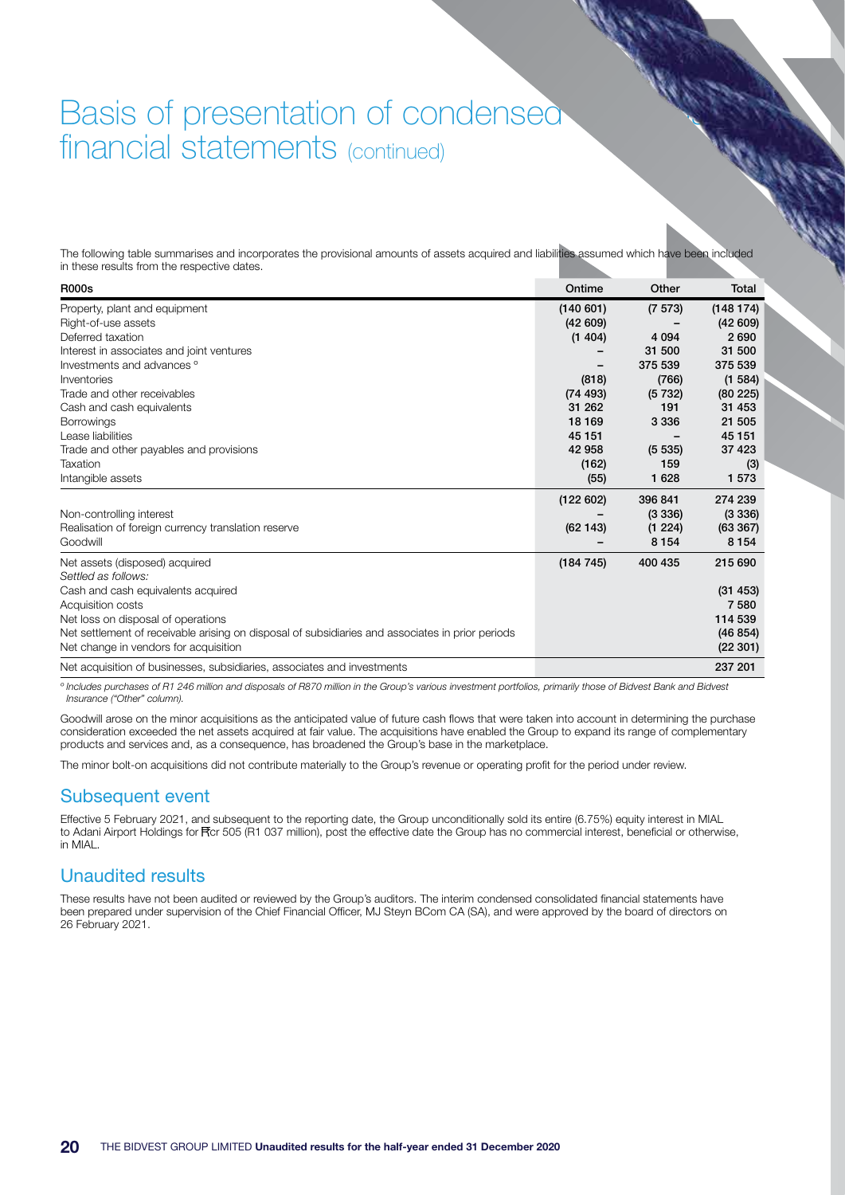# Basis of presentation of condensed financial statements (continued)

The following table summarises and incorporates the provisional amounts of assets acquired and liabilities assumed which have been included in these results from the respective dates.

| R000s | Ontime | Other | Total |
|---|---|---|---|
| Property, plant and equipment | (140 601) | (7 573) | (148 174) |
| Right-of-use assets | (42 609) | – | (42 609) |
| Deferred taxation | (1 404) | 4 094 | 2 690 |
| Interest in associates and joint ventures | – | 31 500 | 31 500 |
| Investments and advances ° | – | 375 539 | 375 539 |
| Inventories | (818) | (766) | (1 584) |
| Trade and other receivables | (74 493) | (5 732) | (80 225) |
| Cash and cash equivalents | 31 262 | 191 | 31 453 |
| Borrowings | 18 169 | 3 336 | 21 505 |
| Lease liabilities | 45 151 | – | 45 151 |
| Trade and other payables and provisions | 42 958 | (5 535) | 37 423 |
| Taxation | (162) | 159 | (3) |
| Intangible assets | (55) | 1 628 | 1 573 |
| | (122 602) | 396 841 | 274 239 |
| Non-controlling interest | – | (3 336) | (3 336) |
| Realisation of foreign currency translation reserve | (62 143) | (1 224) | (63 367) |
| Goodwill | – | 8 154 | 8 154 |
| Net assets (disposed) acquired | (184 745) | 400 435 | 215 690 |
| *Settled as follows:* | | | |
| Cash and cash equivalents acquired | | | (31 453) |
| Acquisition costs | | | 7 580 |
| Net loss on disposal of operations | | | 114 539 |
| Net settlement of receivable arising on disposal of subsidiaries and associates in prior periods | | | (46 854) |
| Net change in vendors for acquisition | | | (22 301) |
| Net acquisition of businesses, subsidiaries, associates and investments | | | 237 201 |

*° Includes purchases of R1 246 million and disposals of R870 million in the Group's various investment portfolios, primarily those of Bidvest Bank and Bidvest Insurance ("Other" column).*

Goodwill arose on the minor acquisitions as the anticipated value of future cash flows that were taken into account in determining the purchase consideration exceeded the net assets acquired at fair value. The acquisitions have enabled the Group to expand its range of complementary products and services and, as a consequence, has broadened the Group's base in the marketplace.

The minor bolt-on acquisitions did not contribute materially to the Group's revenue or operating profit for the period under review.

## Subsequent event

Effective 5 February 2021, and subsequent to the reporting date, the Group unconditionally sold its entire (6.75%) equity interest in MIAL to Adani Airport Holdings for ₹cr 505 (R1 037 million), post the effective date the Group has no commercial interest, beneficial or otherwise, in MIAL.

## Unaudited results

These results have not been audited or reviewed by the Group's auditors. The interim condensed consolidated financial statements have been prepared under supervision of the Chief Financial Officer, MJ Steyn BCom CA (SA), and were approved by the board of directors on 26 February 2021.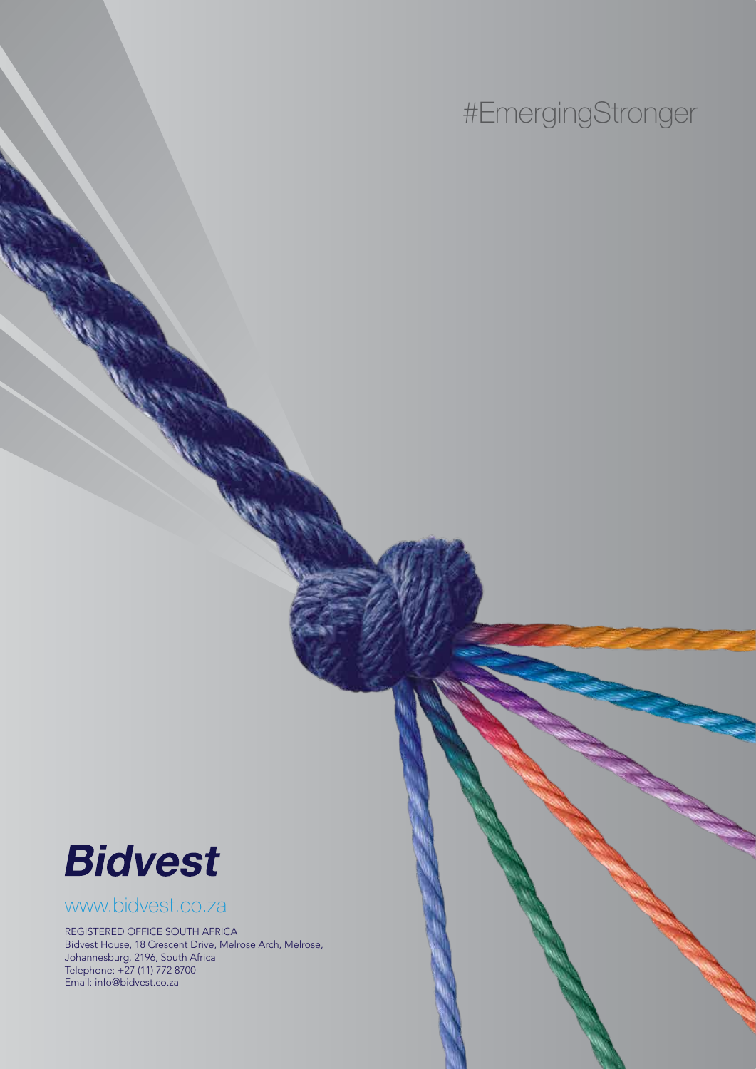#EmergingStronger

**Bidvest**

www.bidvest.co.za

REGISTERED OFFICE SOUTH AFRICA
Bidvest House, 18 Crescent Drive, Melrose Arch, Melrose,
Johannesburg, 2196, South Africa
Telephone: +27 (11) 772 8700
Email: info@bidvest.co.za